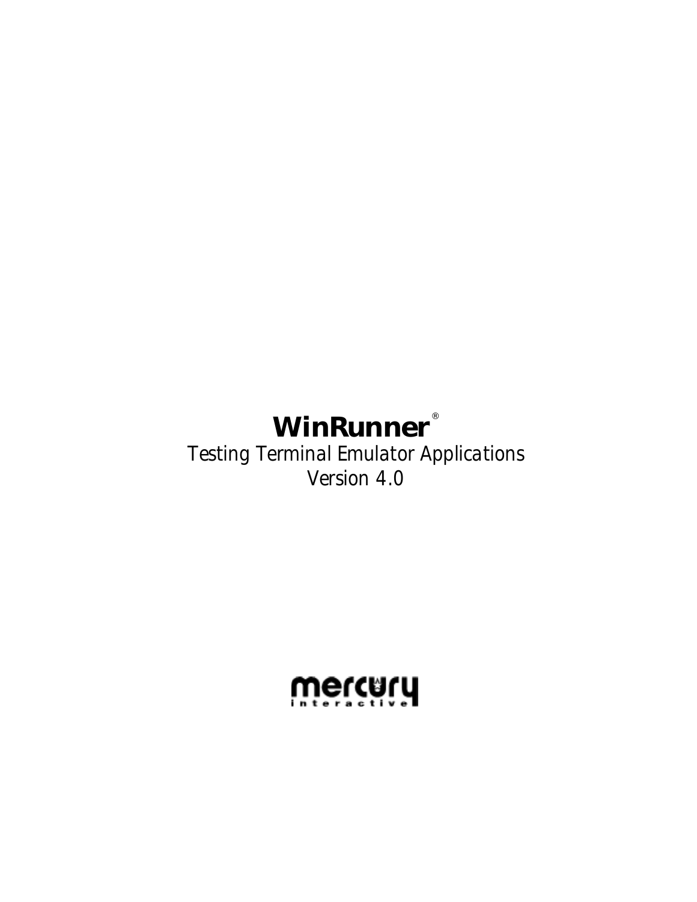# WinRunner®

Testing Terminal Emulator Applications

Version 4.0

mercury interactive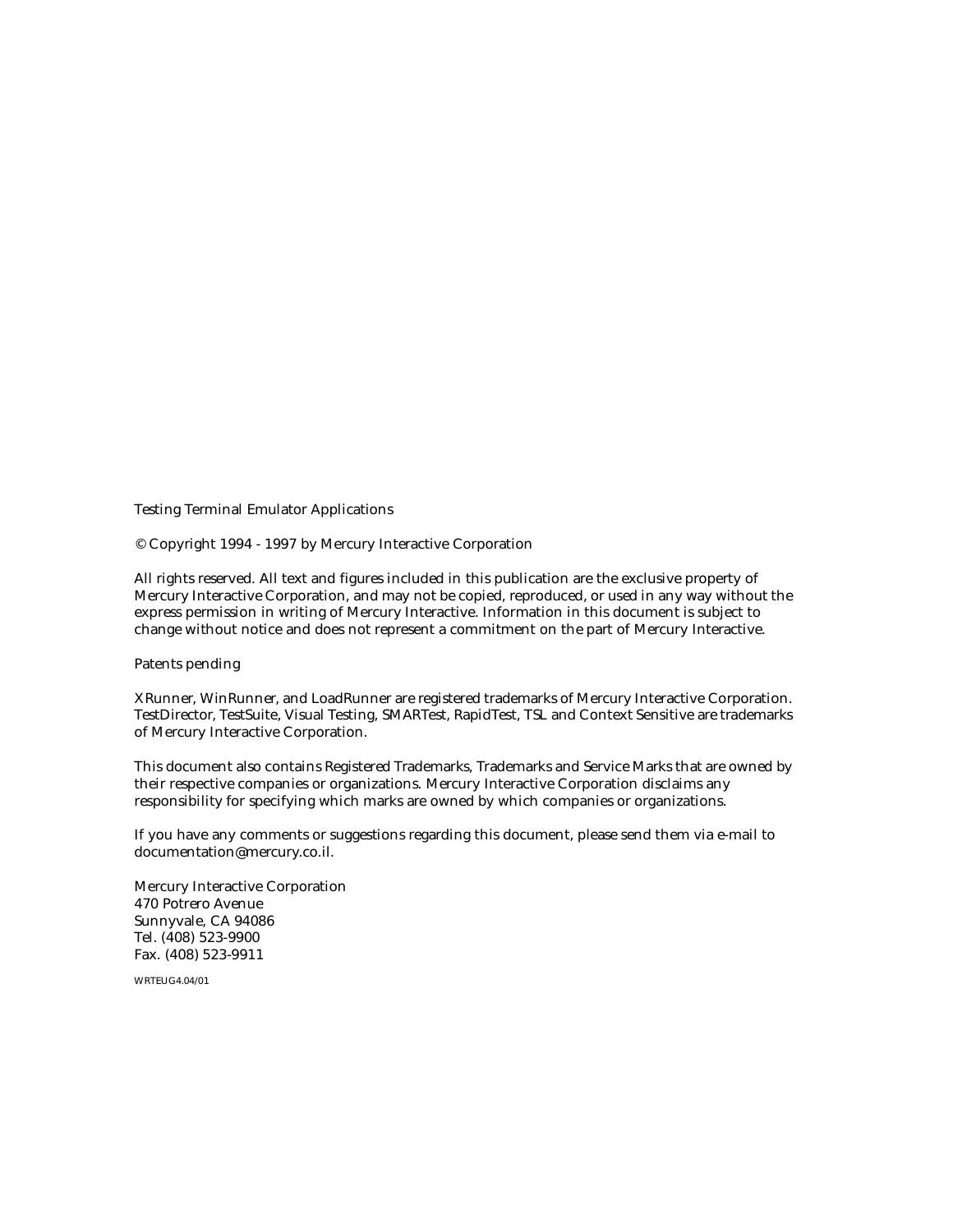Testing Terminal Emulator Applications

© Copyright 1994 - 1997 by Mercury Interactive Corporation

All rights reserved. All text and figures included in this publication are the exclusive property of Mercury Interactive Corporation, and may not be copied, reproduced, or used in any way without the express permission in writing of Mercury Interactive. Information in this document is subject to change without notice and does not represent a commitment on the part of Mercury Interactive.

Patents pending

XRunner, WinRunner, and LoadRunner are registered trademarks of Mercury Interactive Corporation. TestDirector, TestSuite, Visual Testing, SMARTest, RapidTest, TSL and Context Sensitive are trademarks of Mercury Interactive Corporation.

This document also contains Registered Trademarks, Trademarks and Service Marks that are owned by their respective companies or organizations. Mercury Interactive Corporation disclaims any responsibility for specifying which marks are owned by which companies or organizations.

If you have any comments or suggestions regarding this document, please send them via e-mail to documentation@mercury.co.il.

Mercury Interactive Corporation
470 Potrero Avenue
Sunnyvale, CA 94086
Tel. (408) 523-9900
Fax. (408) 523-9911

WRTEUG4.04/01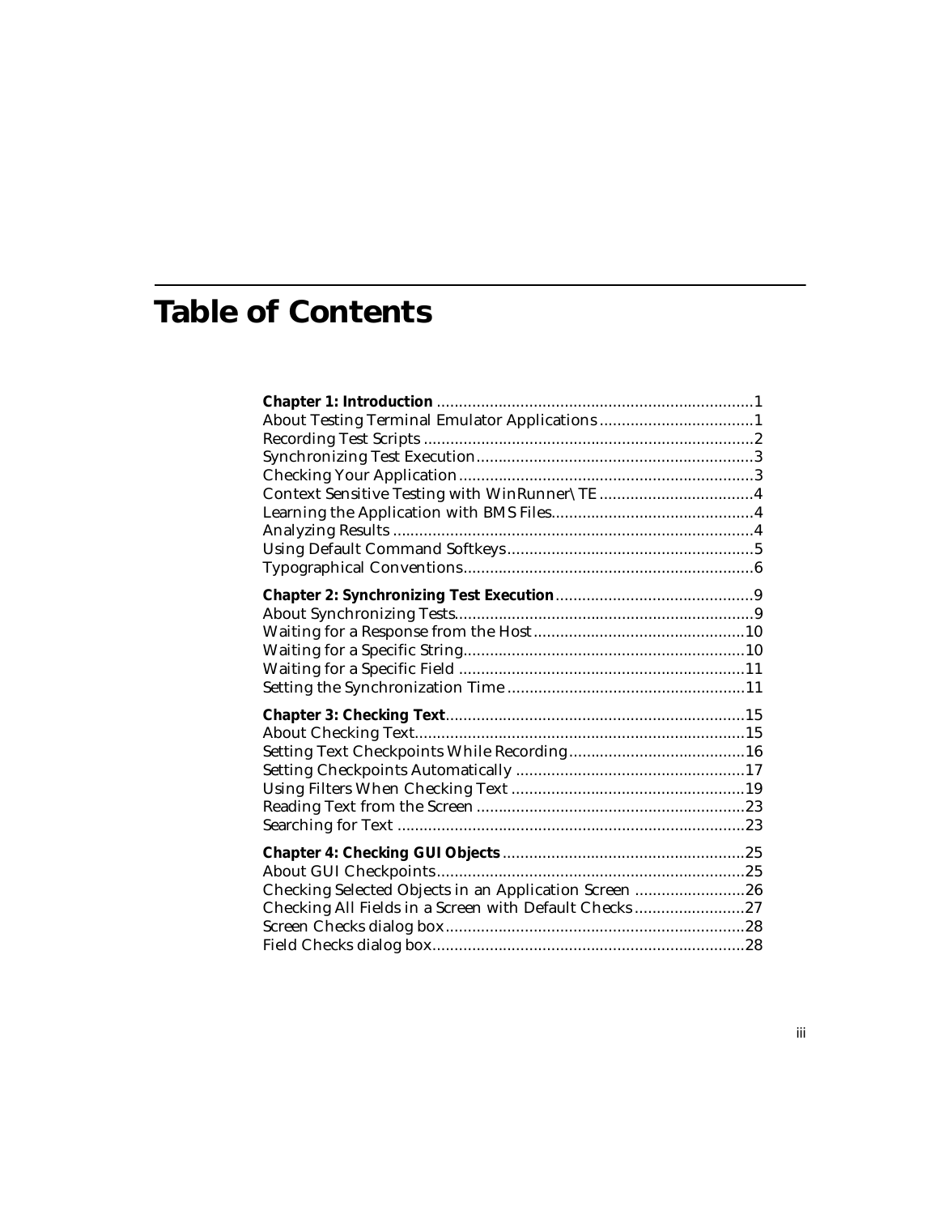# Table of Contents

**Chapter 1: Introduction** ........................................................................1
About Testing Terminal Emulator Applications ...................................1
Recording Test Scripts ...........................................................................2
Synchronizing Test Execution...............................................................3
Checking Your Application ...................................................................3
Context Sensitive Testing with WinRunner\TE ...................................4
Learning the Application with BMS Files.............................................4
Analyzing Results ..................................................................................4
Using Default Command Softkeys.........................................................5
Typographical Conventions..................................................................6

**Chapter 2: Synchronizing Test Execution**.............................................9
About Synchronizing Tests....................................................................9
Waiting for a Response from the Host................................................10
Waiting for a Specific String................................................................10
Waiting for a Specific Field .................................................................11
Setting the Synchronization Time ......................................................11

**Chapter 3: Checking Text**....................................................................15
About Checking Text...........................................................................15
Setting Text Checkpoints While Recording........................................16
Setting Checkpoints Automatically ....................................................17
Using Filters When Checking Text .....................................................19
Reading Text from the Screen .............................................................23
Searching for Text ...............................................................................23

**Chapter 4: Checking GUI Objects**.......................................................25
About GUI Checkpoints......................................................................25
Checking Selected Objects in an Application Screen .........................26
Checking All Fields in a Screen with Default Checks.........................27
Screen Checks dialog box....................................................................28
Field Checks dialog box.......................................................................28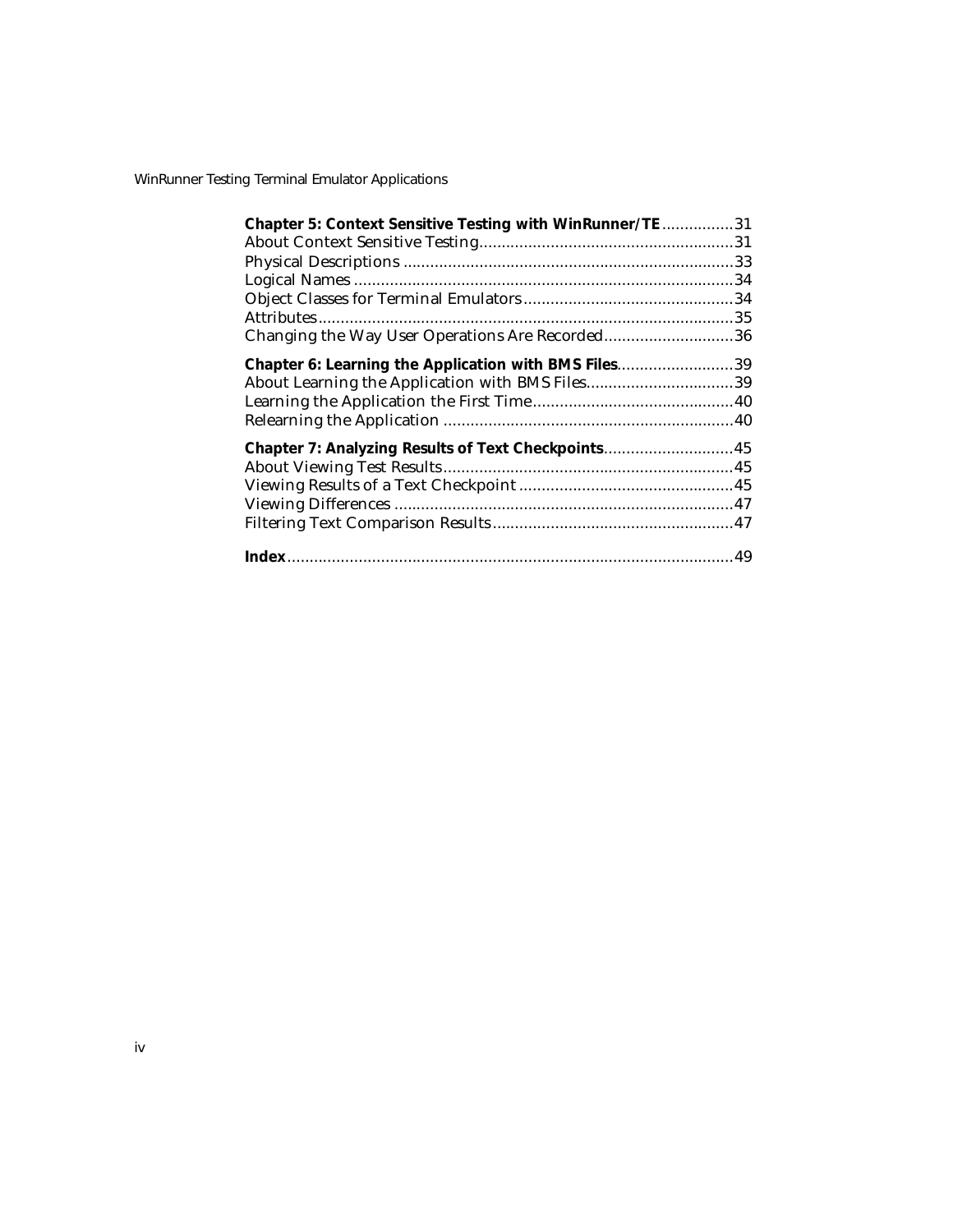**Chapter 5: Context Sensitive Testing with WinRunner/TE** ................31
About Context Sensitive Testing.........................................................31
Physical Descriptions ..........................................................................33
Logical Names .....................................................................................34
Object Classes for Terminal Emulators...............................................34
Attributes.............................................................................................35
Changing the Way User Operations Are Recorded.............................36

**Chapter 6: Learning the Application with BMS Files**..........................39
About Learning the Application with BMS Files.................................39
Learning the Application the First Time.............................................40
Relearning the Application .................................................................40

**Chapter 7: Analyzing Results of Text Checkpoints**.............................45
About Viewing Test Results.................................................................45
Viewing Results of a Text Checkpoint ................................................45
Viewing Differences ............................................................................47
Filtering Text Comparison Results......................................................47

**Index**....................................................................................................49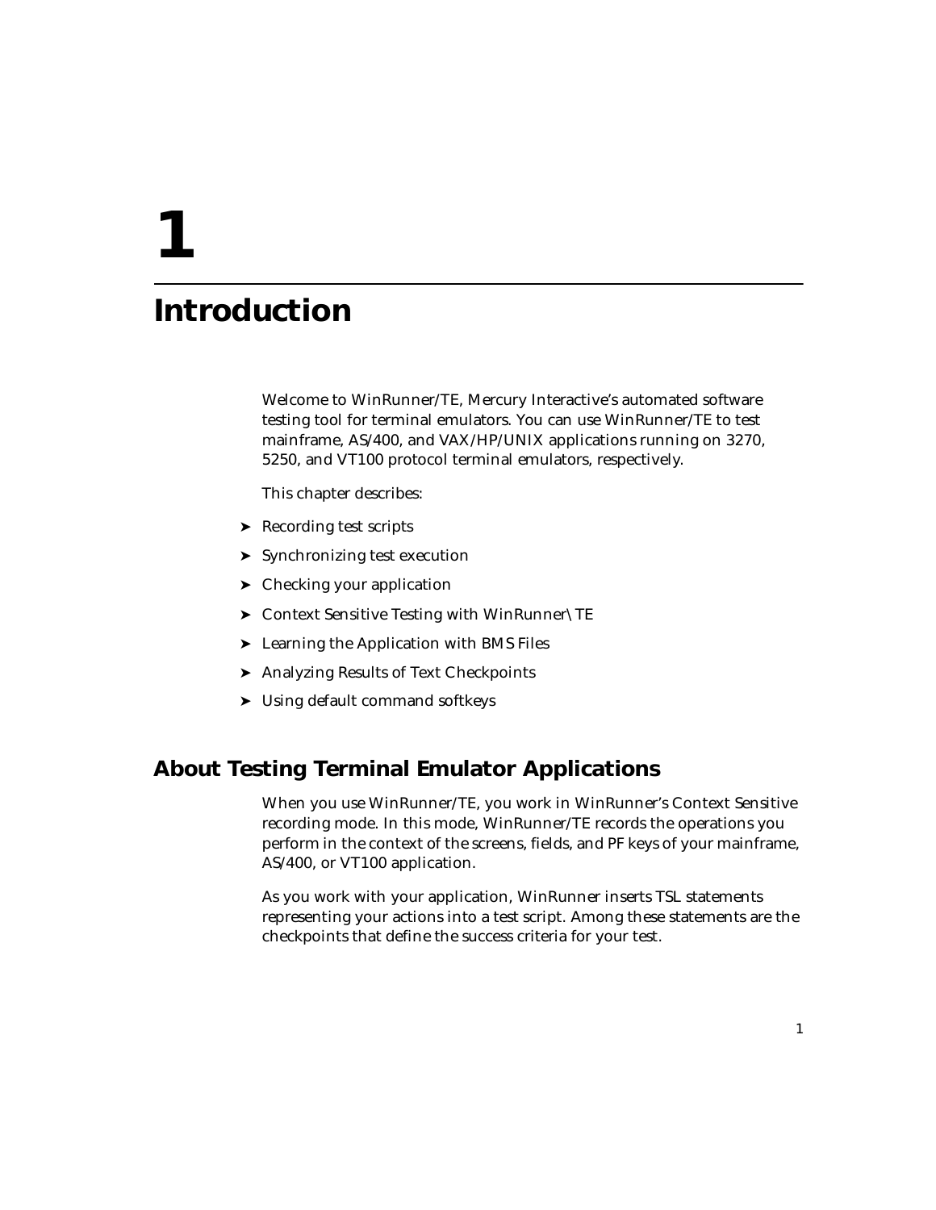# 1

# Introduction

Welcome to WinRunner/TE, Mercury Interactive's automated software testing tool for terminal emulators. You can use WinRunner/TE to test mainframe, AS/400, and VAX/HP/UNIX applications running on 3270, 5250, and VT100 protocol terminal emulators, respectively.

This chapter describes:

- Recording test scripts
- Synchronizing test execution
- Checking your application
- Context Sensitive Testing with WinRunner\TE
- Learning the Application with BMS Files
- Analyzing Results of Text Checkpoints
- Using default command softkeys

## About Testing Terminal Emulator Applications

When you use WinRunner/TE, you work in WinRunner's Context Sensitive recording mode. In this mode, WinRunner/TE records the operations you perform in the context of the screens, fields, and PF keys of your mainframe, AS/400, or VT100 application.

As you work with your application, WinRunner inserts TSL statements representing your actions into a test script. Among these statements are the checkpoints that define the success criteria for your test.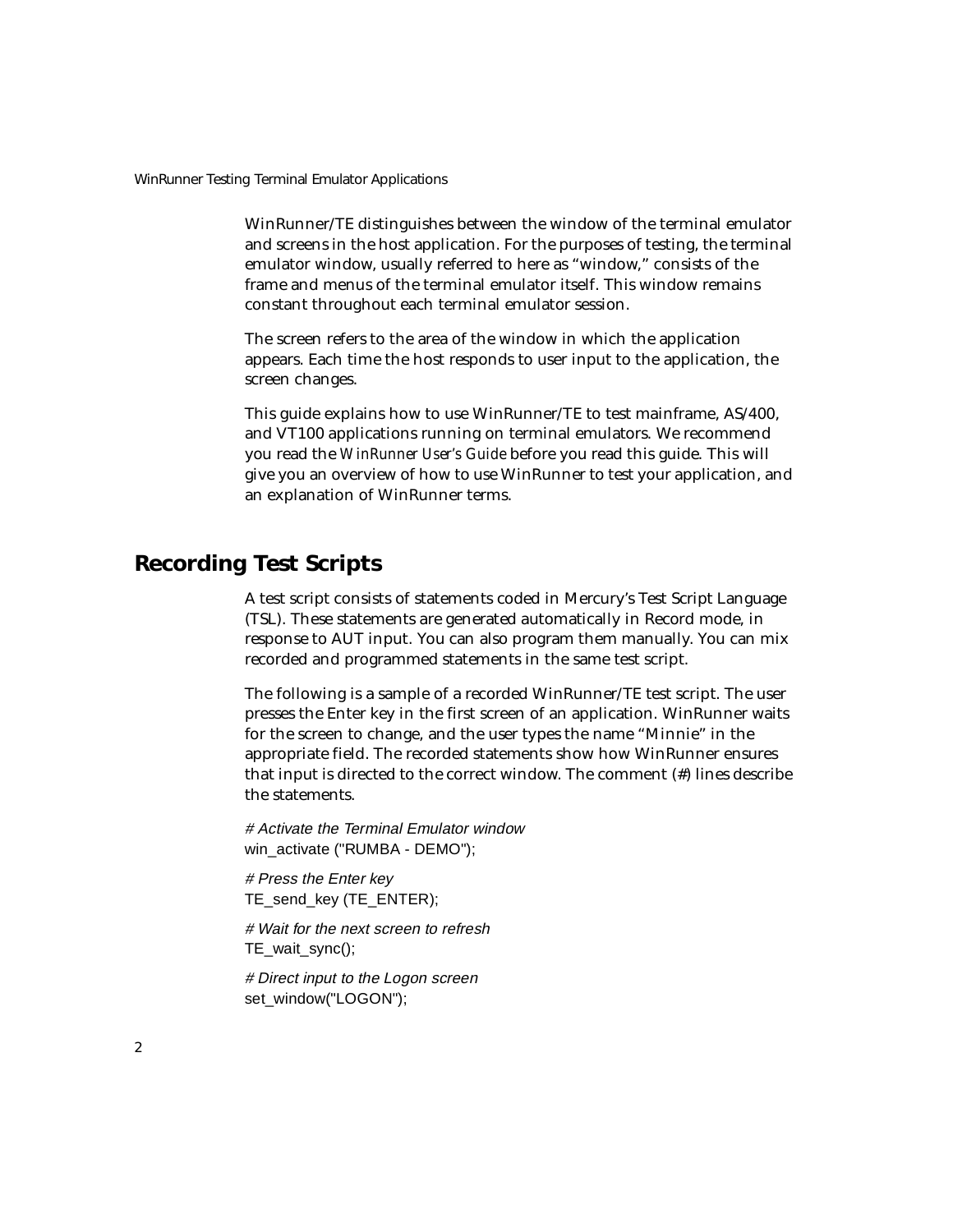WinRunner/TE distinguishes between the window of the terminal emulator and screens in the host application. For the purposes of testing, the terminal emulator window, usually referred to here as "window," consists of the frame and menus of the terminal emulator itself. This window remains constant throughout each terminal emulator session.

The screen refers to the area of the window in which the application appears. Each time the host responds to user input to the application, the screen changes.

This guide explains how to use WinRunner/TE to test mainframe, AS/400, and VT100 applications running on terminal emulators. We recommend you read the *WinRunner User's Guide* before you read this guide. This will give you an overview of how to use WinRunner to test your application, and an explanation of WinRunner terms.

## Recording Test Scripts

A test script consists of statements coded in Mercury's Test Script Language (TSL). These statements are generated automatically in Record mode, in response to AUT input. You can also program them manually. You can mix recorded and programmed statements in the same test script.

The following is a sample of a recorded WinRunner/TE test script. The user presses the Enter key in the first screen of an application. WinRunner waits for the screen to change, and the user types the name "Minnie" in the appropriate field. The recorded statements show how WinRunner ensures that input is directed to the correct window. The comment (#) lines describe the statements.

```
# Activate the Terminal Emulator window
win_activate ("RUMBA - DEMO");

# Press the Enter key
TE_send_key (TE_ENTER);

# Wait for the next screen to refresh
TE_wait_sync();

# Direct input to the Logon screen
set_window("LOGON");
```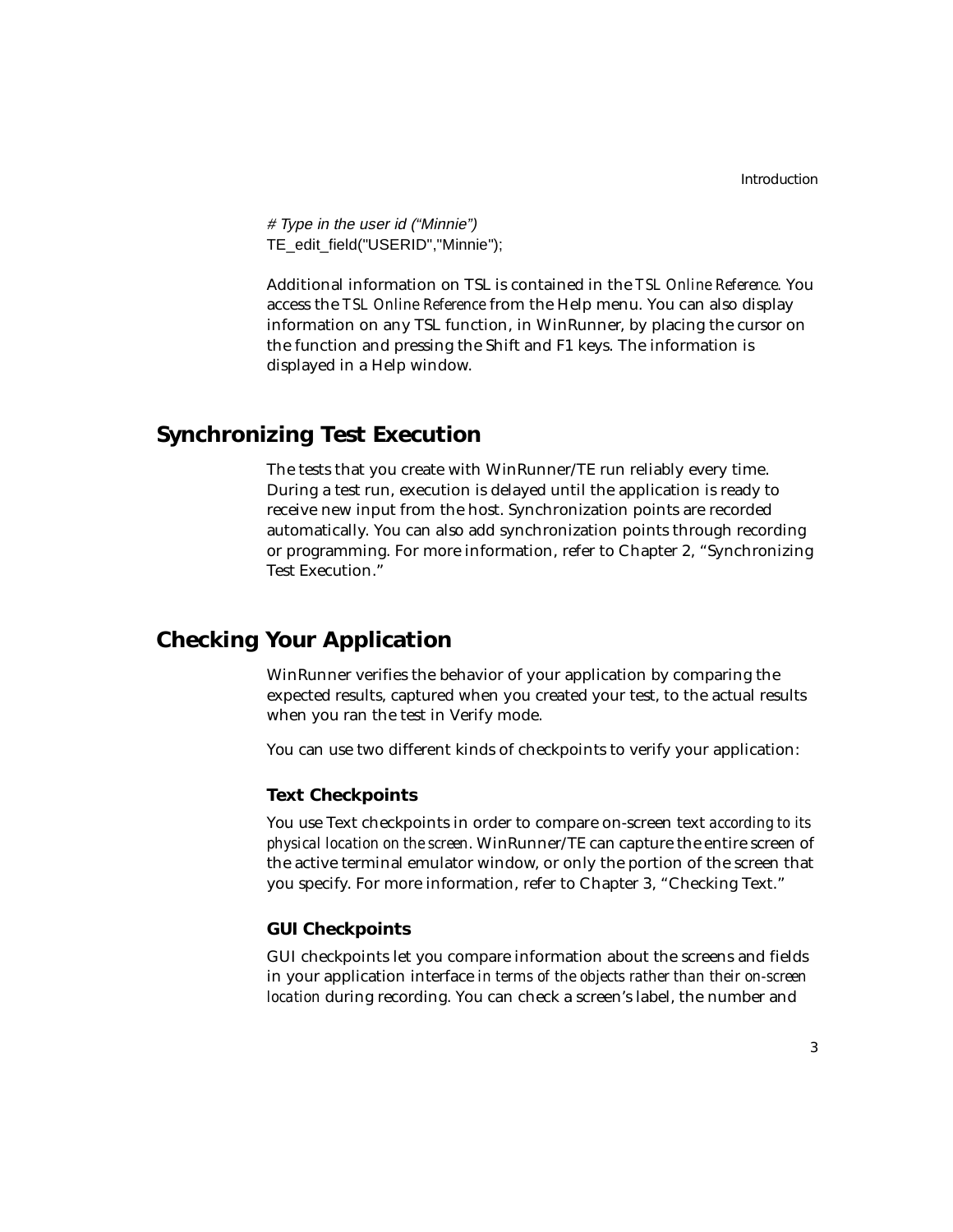```
# Type in the user id ("Minnie")
TE_edit_field("USERID","Minnie");
```

Additional information on TSL is contained in the *TSL Online Reference.* You access the *TSL Online Reference* from the Help menu. You can also display information on any TSL function, in WinRunner, by placing the cursor on the function and pressing the Shift and F1 keys. The information is displayed in a Help window.

## Synchronizing Test Execution

The tests that you create with WinRunner/TE run reliably every time. During a test run, execution is delayed until the application is ready to receive new input from the host. Synchronization points are recorded automatically. You can also add synchronization points through recording or programming. For more information, refer to Chapter 2, "Synchronizing Test Execution."

## Checking Your Application

WinRunner verifies the behavior of your application by comparing the expected results, captured when you created your test, to the actual results when you ran the test in Verify mode.

You can use two different kinds of checkpoints to verify your application:

### Text Checkpoints

You use Text checkpoints in order to compare on-screen text *according to its physical location on the screen*. WinRunner/TE can capture the entire screen of the active terminal emulator window, or only the portion of the screen that you specify. For more information, refer to Chapter 3, "Checking Text."

### GUI Checkpoints

GUI checkpoints let you compare information about the screens and fields in your application interface *in terms of the objects rather than their on-screen location* during recording. You can check a screen's label, the number and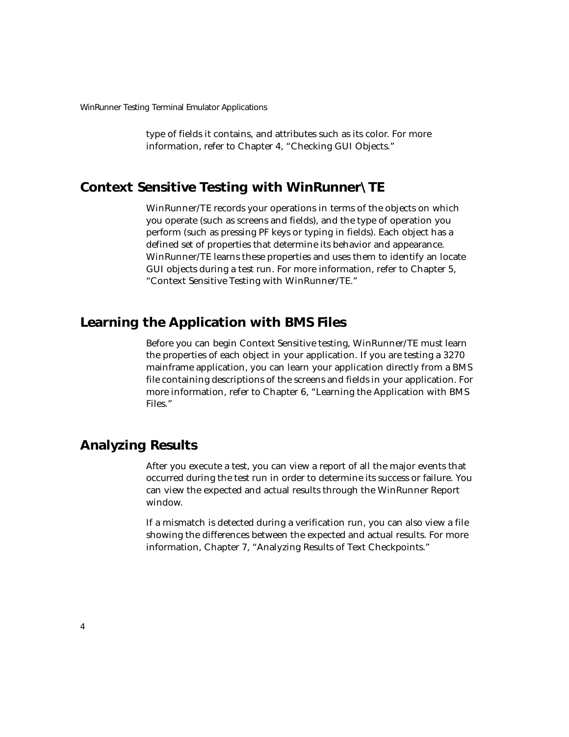type of fields it contains, and attributes such as its color. For more information, refer to Chapter 4, "Checking GUI Objects."

## Context Sensitive Testing with WinRunner\TE

WinRunner/TE records your operations in terms of the objects on which you operate (such as screens and fields), and the type of operation you perform (such as pressing PF keys or typing in fields). Each object has a defined set of properties that determine its behavior and appearance. WinRunner/TE learns these properties and uses them to identify an locate GUI objects during a test run. For more information, refer to Chapter 5, "Context Sensitive Testing with WinRunner/TE."

## Learning the Application with BMS Files

Before you can begin Context Sensitive testing, WinRunner/TE must learn the properties of each object in your application. If you are testing a 3270 mainframe application, you can learn your application directly from a BMS file containing descriptions of the screens and fields in your application. For more information, refer to Chapter 6, "Learning the Application with BMS Files."

## Analyzing Results

After you execute a test, you can view a report of all the major events that occurred during the test run in order to determine its success or failure. You can view the expected and actual results through the WinRunner Report window.

If a mismatch is detected during a verification run, you can also view a file showing the differences between the expected and actual results. For more information, Chapter 7, "Analyzing Results of Text Checkpoints."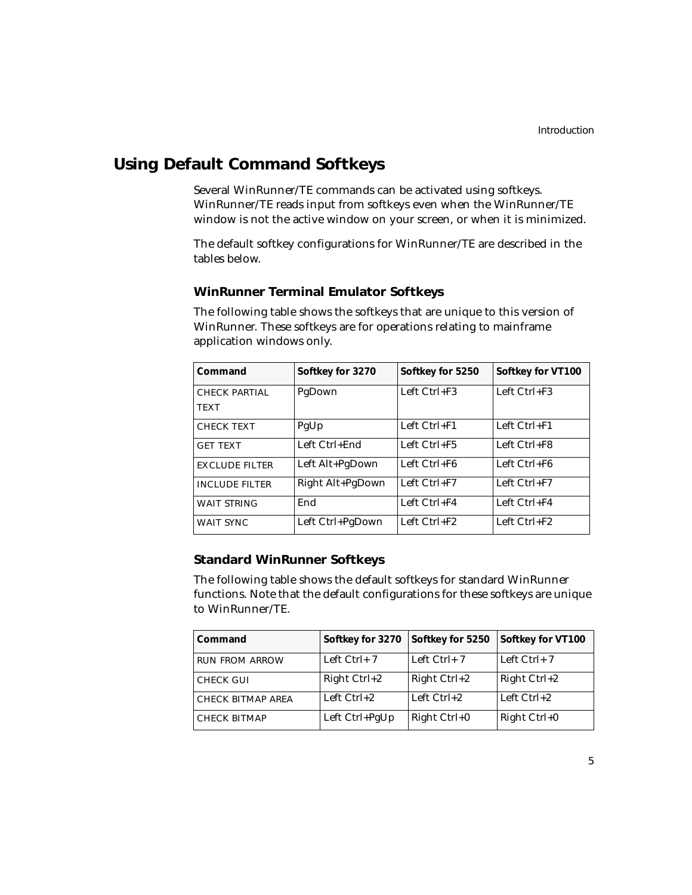## Using Default Command Softkeys

Several WinRunner/TE commands can be activated using softkeys. WinRunner/TE reads input from softkeys even when the WinRunner/TE window is not the active window on your screen, or when it is minimized.

The default softkey configurations for WinRunner/TE are described in the tables below.

### WinRunner Terminal Emulator Softkeys

The following table shows the softkeys that are unique to this version of WinRunner. These softkeys are for operations relating to mainframe application windows only.

| Command | Softkey for 3270 | Softkey for 5250 | Softkey for VT100 |
|---|---|---|---|
| CHECK PARTIAL TEXT | PgDown | Left Ctrl+F3 | Left Ctrl+F3 |
| CHECK TEXT | PgUp | Left Ctrl+F1 | Left Ctrl+F1 |
| GET TEXT | Left Ctrl+End | Left Ctrl+F5 | Left Ctrl+F8 |
| EXCLUDE FILTER | Left Alt+PgDown | Left Ctrl+F6 | Left Ctrl+F6 |
| INCLUDE FILTER | Right Alt+PgDown | Left Ctrl+F7 | Left Ctrl+F7 |
| WAIT STRING | End | Left Ctrl+F4 | Left Ctrl+F4 |
| WAIT SYNC | Left Ctrl+PgDown | Left Ctrl+F2 | Left Ctrl+F2 |

### Standard WinRunner Softkeys

The following table shows the default softkeys for standard WinRunner functions. Note that the default configurations for these softkeys are unique to WinRunner/TE.

| Command | Softkey for 3270 | Softkey for 5250 | Softkey for VT100 |
|---|---|---|---|
| RUN FROM ARROW | Left Ctrl+ 7 | Left Ctrl+ 7 | Left Ctrl+ 7 |
| CHECK GUI | Right Ctrl+2 | Right Ctrl+2 | Right Ctrl+2 |
| CHECK BITMAP AREA | Left Ctrl+2 | Left Ctrl+2 | Left Ctrl+2 |
| CHECK BITMAP | Left Ctrl+PgUp | Right Ctrl+0 | Right Ctrl+0 |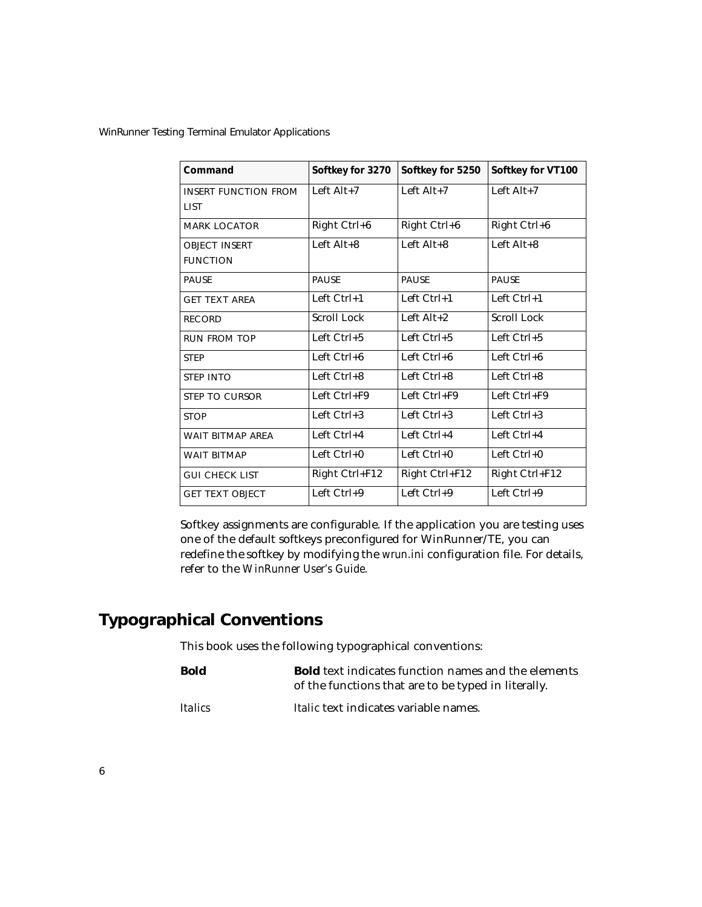| Command | Softkey for 3270 | Softkey for 5250 | Softkey for VT100 |
|---|---|---|---|
| INSERT FUNCTION FROM LIST | Left Alt+7 | Left Alt+7 | Left Alt+7 |
| MARK LOCATOR | Right Ctrl+6 | Right Ctrl+6 | Right Ctrl+6 |
| OBJECT INSERT FUNCTION | Left Alt+8 | Left Alt+8 | Left Alt+8 |
| PAUSE | PAUSE | PAUSE | PAUSE |
| GET TEXT AREA | Left Ctrl+1 | Left Ctrl+1 | Left Ctrl+1 |
| RECORD | Scroll Lock | Left Alt+2 | Scroll Lock |
| RUN FROM TOP | Left Ctrl+5 | Left Ctrl+5 | Left Ctrl+5 |
| STEP | Left Ctrl+6 | Left Ctrl+6 | Left Ctrl+6 |
| STEP INTO | Left Ctrl+8 | Left Ctrl+8 | Left Ctrl+8 |
| STEP TO CURSOR | Left Ctrl+F9 | Left Ctrl+F9 | Left Ctrl+F9 |
| STOP | Left Ctrl+3 | Left Ctrl+3 | Left Ctrl+3 |
| WAIT BITMAP AREA | Left Ctrl+4 | Left Ctrl+4 | Left Ctrl+4 |
| WAIT BITMAP | Left Ctrl+0 | Left Ctrl+0 | Left Ctrl+0 |
| GUI CHECK LIST | Right Ctrl+F12 | Right Ctrl+F12 | Right Ctrl+F12 |
| GET TEXT OBJECT | Left Ctrl+9 | Left Ctrl+9 | Left Ctrl+9 |

Softkey assignments are configurable. If the application you are testing uses one of the default softkeys preconfigured for WinRunner/TE, you can redefine the softkey by modifying the *wrun.ini* configuration file. For details, refer to the *WinRunner User's Guide*.

## Typographical Conventions

This book uses the following typographical conventions:

**Bold** — **Bold** text indicates function names and the elements of the functions that are to be typed in literally.

*Italics* — *Italic* text indicates variable names.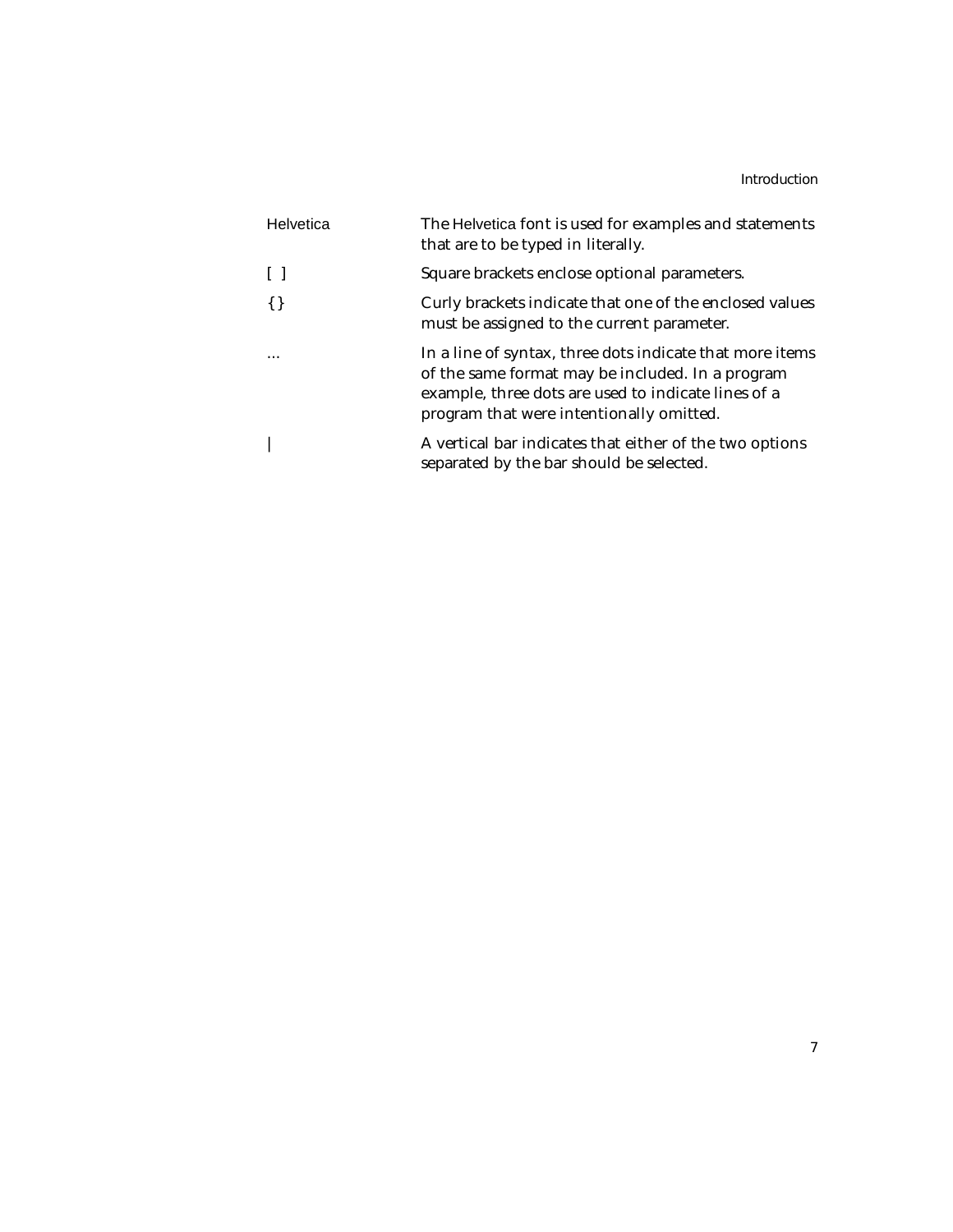| | |
|---|---|
| Helvetica | The Helvetica font is used for examples and statements that are to be typed in literally. |
| [ ] | Square brackets enclose optional parameters. |
| { } | Curly brackets indicate that one of the enclosed values must be assigned to the current parameter. |
| ... | In a line of syntax, three dots indicate that more items of the same format may be included. In a program example, three dots are used to indicate lines of a program that were intentionally omitted. |
| \| | A vertical bar indicates that either of the two options separated by the bar should be selected. |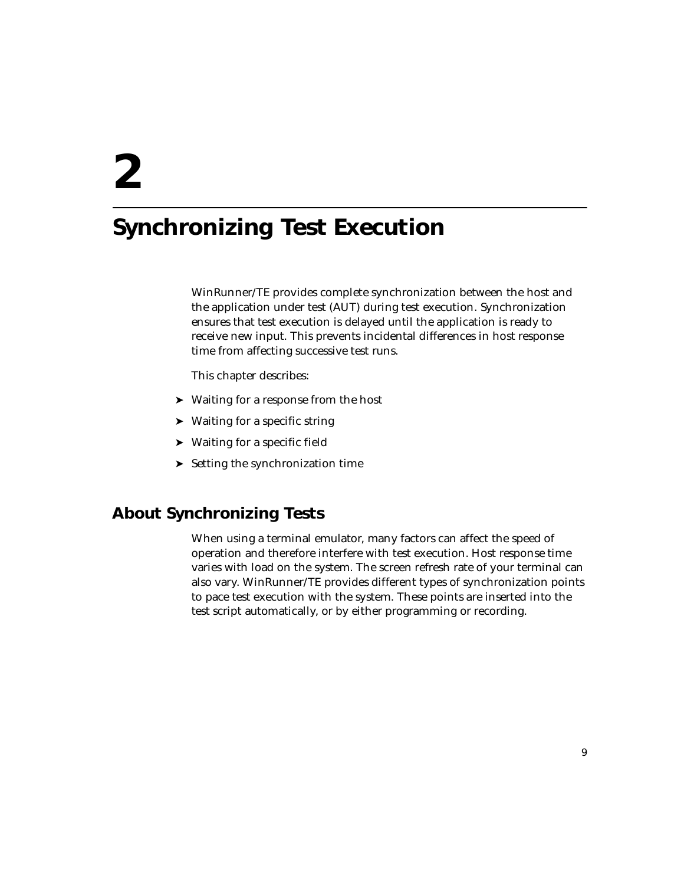# 2

# Synchronizing Test Execution

WinRunner/TE provides complete synchronization between the host and the application under test (AUT) during test execution. Synchronization ensures that test execution is delayed until the application is ready to receive new input. This prevents incidental differences in host response time from affecting successive test runs.

This chapter describes:

- Waiting for a response from the host
- Waiting for a specific string
- Waiting for a specific field
- Setting the synchronization time

## About Synchronizing Tests

When using a terminal emulator, many factors can affect the speed of operation and therefore interfere with test execution. Host response time varies with load on the system. The screen refresh rate of your terminal can also vary. WinRunner/TE provides different types of synchronization points to pace test execution with the system. These points are inserted into the test script automatically, or by either programming or recording.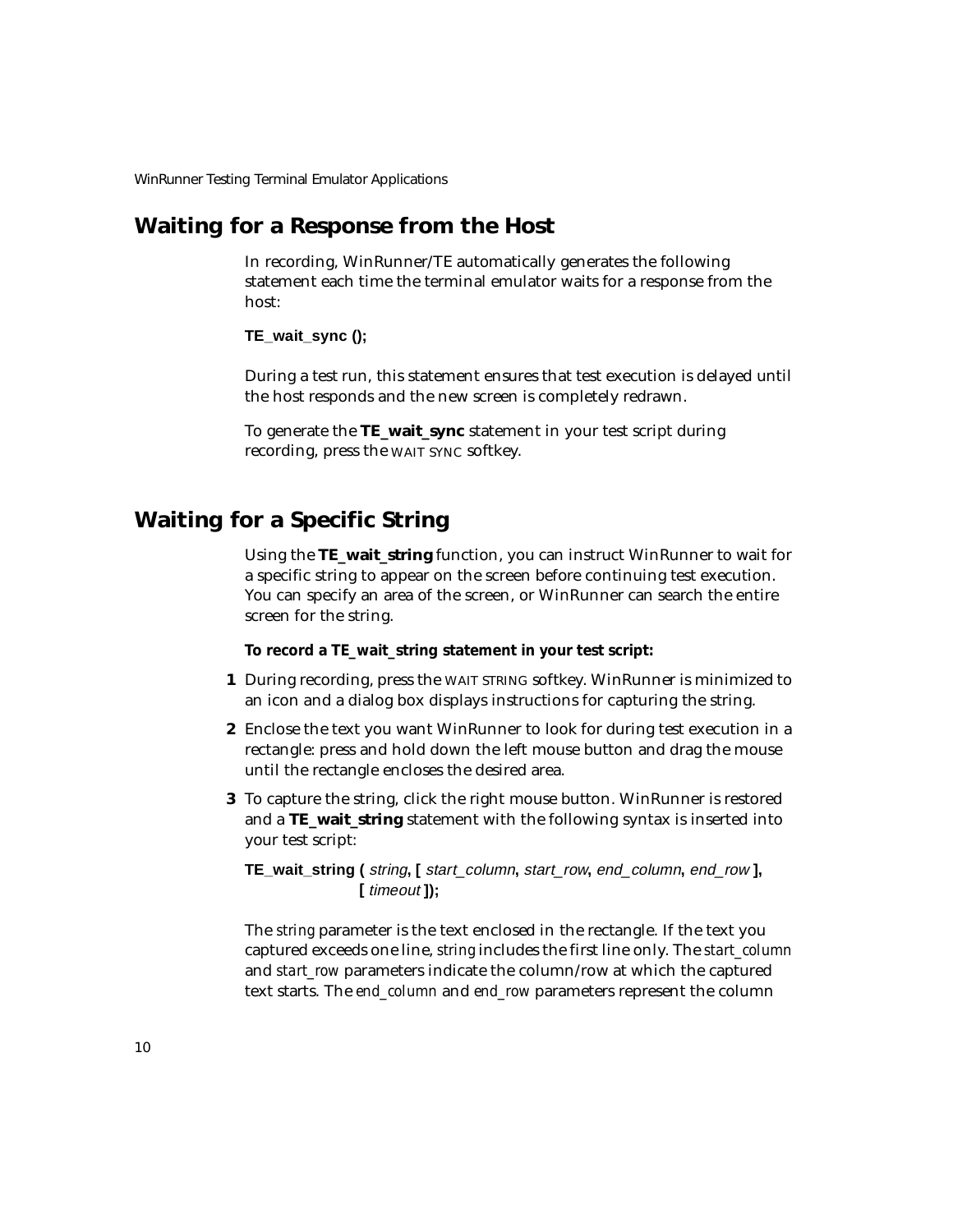## Waiting for a Response from the Host

In recording, WinRunner/TE automatically generates the following statement each time the terminal emulator waits for a response from the host:

**TE_wait_sync ();**

During a test run, this statement ensures that test execution is delayed until the host responds and the new screen is completely redrawn.

To generate the **TE_wait_sync** statement in your test script during recording, press the WAIT SYNC softkey.

## Waiting for a Specific String

Using the **TE_wait_string** function, you can instruct WinRunner to wait for a specific string to appear on the screen before continuing test execution. You can specify an area of the screen, or WinRunner can search the entire screen for the string.

**To record a TE_wait_string statement in your test script:**

**1** During recording, press the WAIT STRING softkey. WinRunner is minimized to an icon and a dialog box displays instructions for capturing the string.

**2** Enclose the text you want WinRunner to look for during test execution in a rectangle: press and hold down the left mouse button and drag the mouse until the rectangle encloses the desired area.

**3** To capture the string, click the right mouse button. WinRunner is restored and a **TE_wait_string** statement with the following syntax is inserted into your test script:

**TE_wait_string (** *string*, **[** *start_column*, *start_row*, *end_column*, *end_row* **],**
**[** *timeout* **]);**

The *string* parameter is the text enclosed in the rectangle. If the text you captured exceeds one line, *string* includes the first line only. The *start_column* and *start_row* parameters indicate the column/row at which the captured text starts. The *end_column* and *end_row* parameters represent the column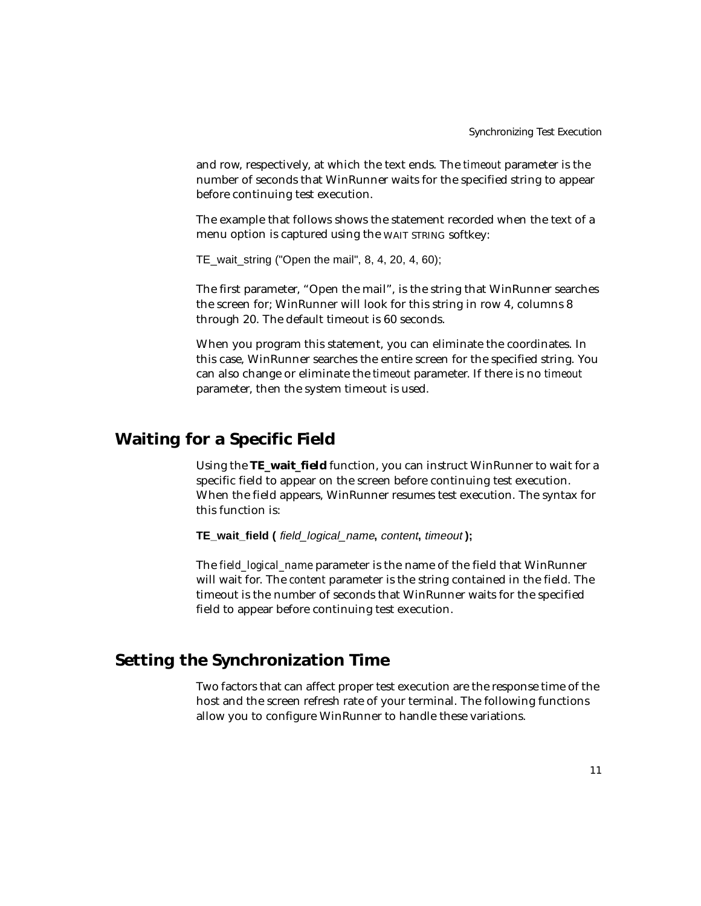and row, respectively, at which the text ends. The *timeout* parameter is the number of seconds that WinRunner waits for the specified string to appear before continuing test execution.

The example that follows shows the statement recorded when the text of a menu option is captured using the WAIT STRING softkey:

```
TE_wait_string ("Open the mail", 8, 4, 20, 4, 60);
```

The first parameter, “Open the mail”, is the string that WinRunner searches the screen for; WinRunner will look for this string in row 4, columns 8 through 20. The default timeout is 60 seconds.

When you program this statement, you can eliminate the coordinates. In this case, WinRunner searches the entire screen for the specified string. You can also change or eliminate the *timeout* parameter. If there is no *timeout* parameter, then the system timeout is used.

## Waiting for a Specific Field

Using the **TE_wait_field** function, you can instruct WinRunner to wait for a specific field to appear on the screen before continuing test execution. When the field appears, WinRunner resumes test execution. The syntax for this function is:

**TE_wait_field (** *field_logical_name***,** *content***,** *timeout* **);**

The *field_logical_name* parameter is the name of the field that WinRunner will wait for. The *content* parameter is the string contained in the field. The timeout is the number of seconds that WinRunner waits for the specified field to appear before continuing test execution.

## Setting the Synchronization Time

Two factors that can affect proper test execution are the response time of the host and the screen refresh rate of your terminal. The following functions allow you to configure WinRunner to handle these variations.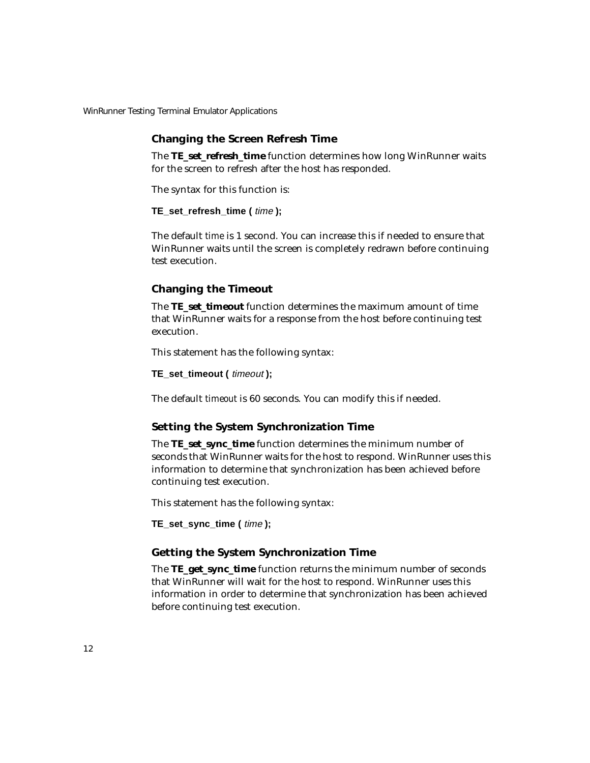### Changing the Screen Refresh Time

The **TE_set_refresh_time** function determines how long WinRunner waits for the screen to refresh after the host has responded.

The syntax for this function is:

**TE_set_refresh_time (** *time* **);**

The default *time* is 1 second. You can increase this if needed to ensure that WinRunner waits until the screen is completely redrawn before continuing test execution.

### Changing the Timeout

The **TE_set_timeout** function determines the maximum amount of time that WinRunner waits for a response from the host before continuing test execution.

This statement has the following syntax:

**TE_set_timeout (** *timeout* **);**

The default *timeout* is 60 seconds. You can modify this if needed.

### Setting the System Synchronization Time

The **TE_set_sync_time** function determines the minimum number of seconds that WinRunner waits for the host to respond. WinRunner uses this information to determine that synchronization has been achieved before continuing test execution.

This statement has the following syntax:

**TE_set_sync_time (** *time* **);**

### Getting the System Synchronization Time

The **TE_get_sync_time** function returns the minimum number of seconds that WinRunner will wait for the host to respond. WinRunner uses this information in order to determine that synchronization has been achieved before continuing test execution.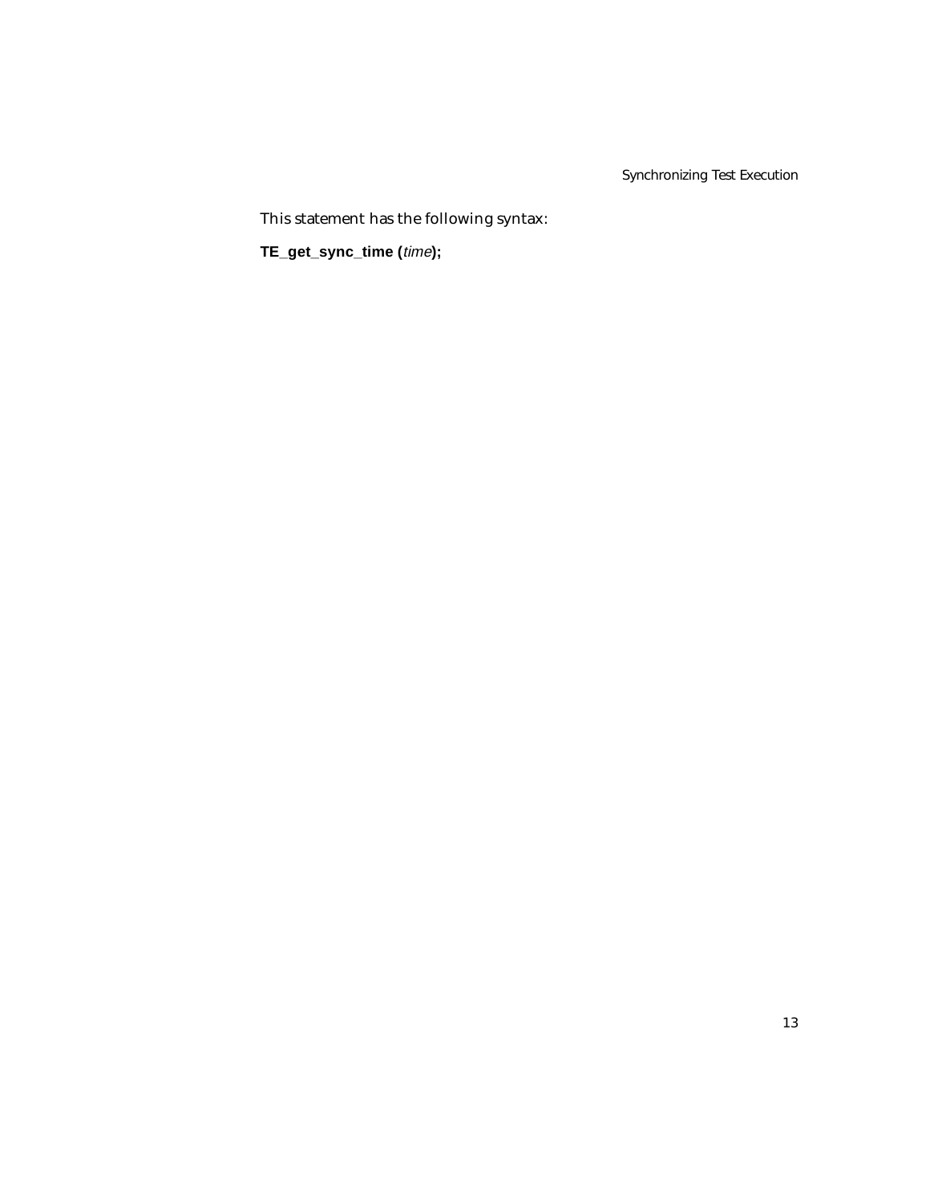This statement has the following syntax:

**TE_get_sync_time (***time***);**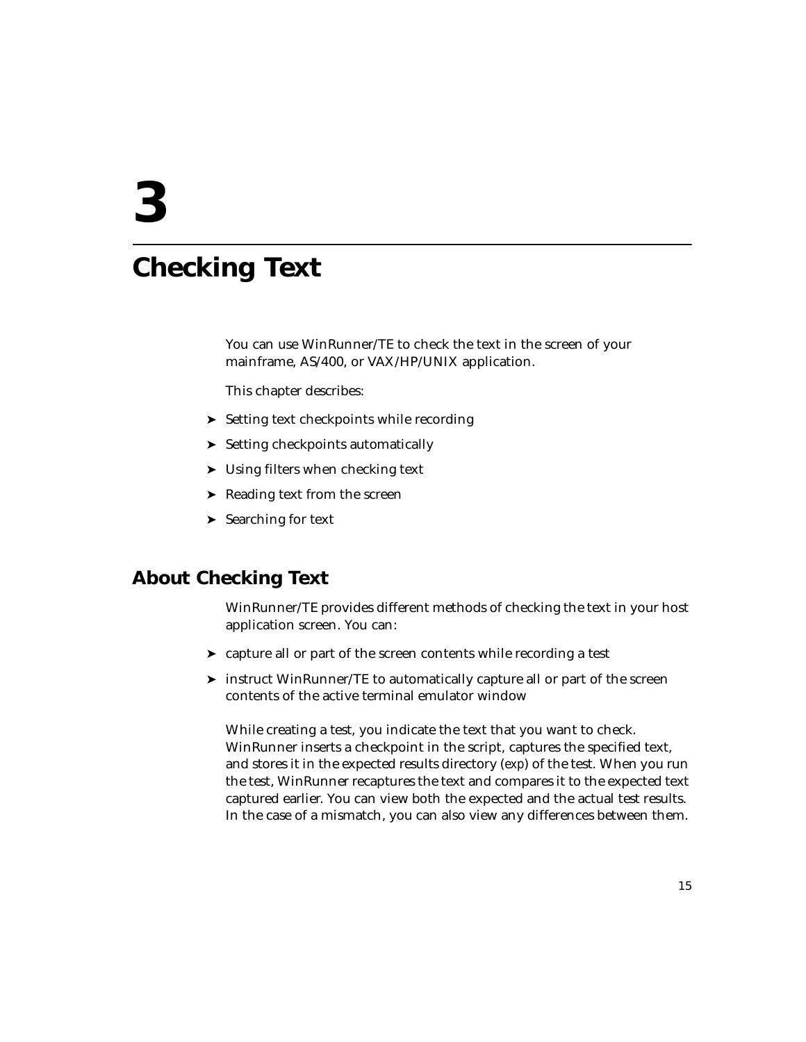# 3

# Checking Text

You can use WinRunner/TE to check the text in the screen of your mainframe, AS/400, or VAX/HP/UNIX application.

This chapter describes:

- Setting text checkpoints while recording
- Setting checkpoints automatically
- Using filters when checking text
- Reading text from the screen
- Searching for text

## About Checking Text

WinRunner/TE provides different methods of checking the text in your host application screen. You can:

- capture all or part of the screen contents while recording a test
- instruct WinRunner/TE to automatically capture all or part of the screen contents of the active terminal emulator window

While creating a test, you indicate the text that you want to check. WinRunner inserts a checkpoint in the script, captures the specified text, and stores it in the expected results directory (exp) of the test. When you run the test, WinRunner recaptures the text and compares it to the expected text captured earlier. You can view both the expected and the actual test results. In the case of a mismatch, you can also view any differences between them.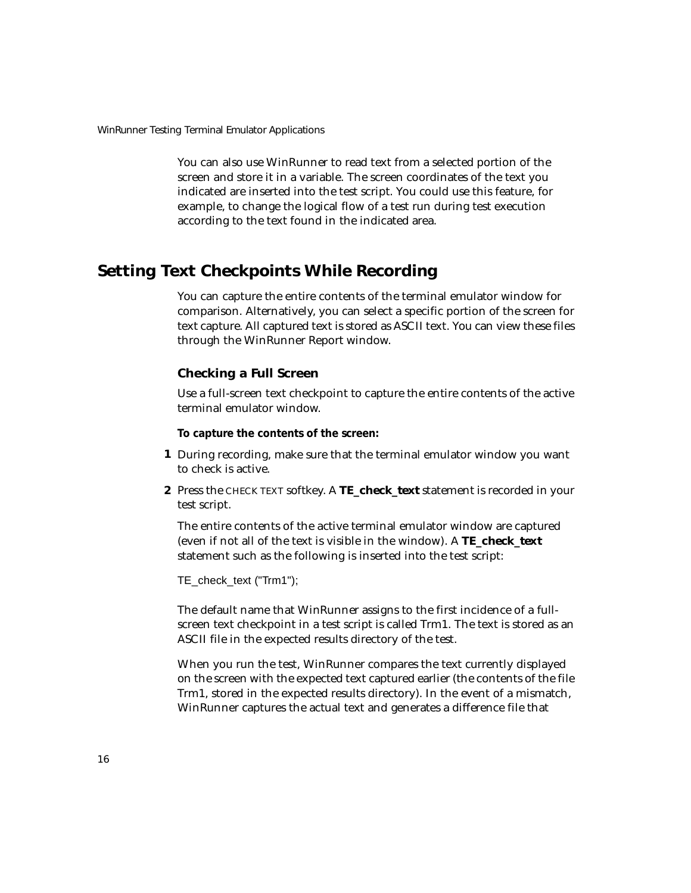You can also use WinRunner to read text from a selected portion of the screen and store it in a variable. The screen coordinates of the text you indicated are inserted into the test script. You could use this feature, for example, to change the logical flow of a test run during test execution according to the text found in the indicated area.

## Setting Text Checkpoints While Recording

You can capture the entire contents of the terminal emulator window for comparison. Alternatively, you can select a specific portion of the screen for text capture. All captured text is stored as ASCII text. You can view these files through the WinRunner Report window.

### Checking a Full Screen

Use a full-screen text checkpoint to capture the entire contents of the active terminal emulator window.

**To capture the contents of the screen:**

1. During recording, make sure that the terminal emulator window you want to check is active.
2. Press the CHECK TEXT softkey. A **TE_check_text** statement is recorded in your test script.

   The entire contents of the active terminal emulator window are captured (even if not all of the text is visible in the window). A **TE_check_text** statement such as the following is inserted into the test script:

   ```
   TE_check_text ("Trm1");
   ```

   The default name that WinRunner assigns to the first incidence of a full-screen text checkpoint in a test script is called Trm1. The text is stored as an ASCII file in the expected results directory of the test.

   When you run the test, WinRunner compares the text currently displayed on the screen with the expected text captured earlier (the contents of the file Trm1, stored in the expected results directory). In the event of a mismatch, WinRunner captures the actual text and generates a difference file that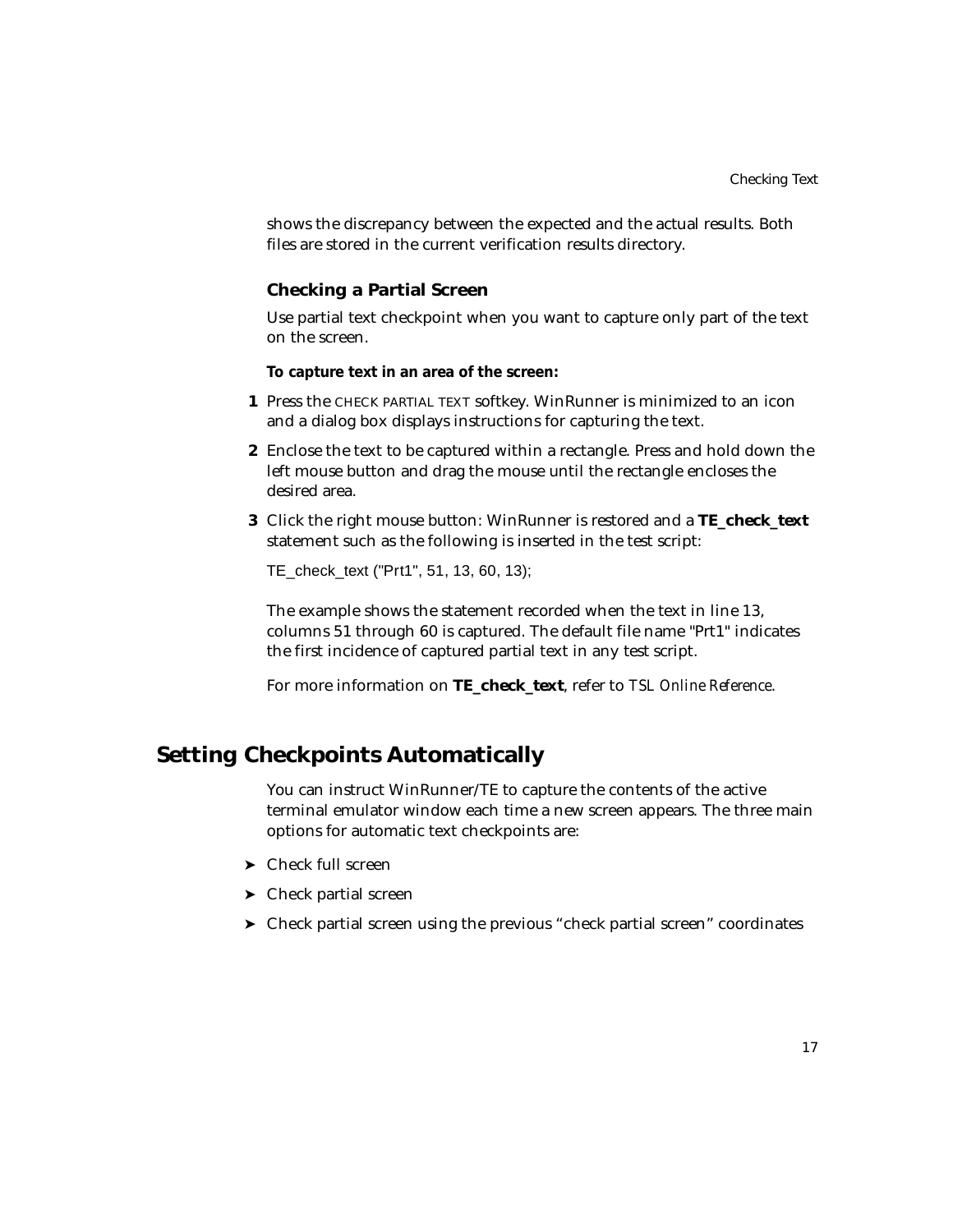shows the discrepancy between the expected and the actual results. Both files are stored in the current verification results directory.

### Checking a Partial Screen

Use partial text checkpoint when you want to capture only part of the text on the screen.

**To capture text in an area of the screen:**

1. Press the CHECK PARTIAL TEXT softkey. WinRunner is minimized to an icon and a dialog box displays instructions for capturing the text.
2. Enclose the text to be captured within a rectangle. Press and hold down the left mouse button and drag the mouse until the rectangle encloses the desired area.
3. Click the right mouse button: WinRunner is restored and a **TE_check_text** statement such as the following is inserted in the test script:

   ```
   TE_check_text ("Prt1", 51, 13, 60, 13);
   ```

   The example shows the statement recorded when the text in line 13, columns 51 through 60 is captured. The default file name "Prt1" indicates the first incidence of captured partial text in any test script.

   For more information on **TE_check_text**, refer to *TSL Online Reference*.

## Setting Checkpoints Automatically

You can instruct WinRunner/TE to capture the contents of the active terminal emulator window each time a new screen appears. The three main options for automatic text checkpoints are:

- Check full screen
- Check partial screen
- Check partial screen using the previous “check partial screen” coordinates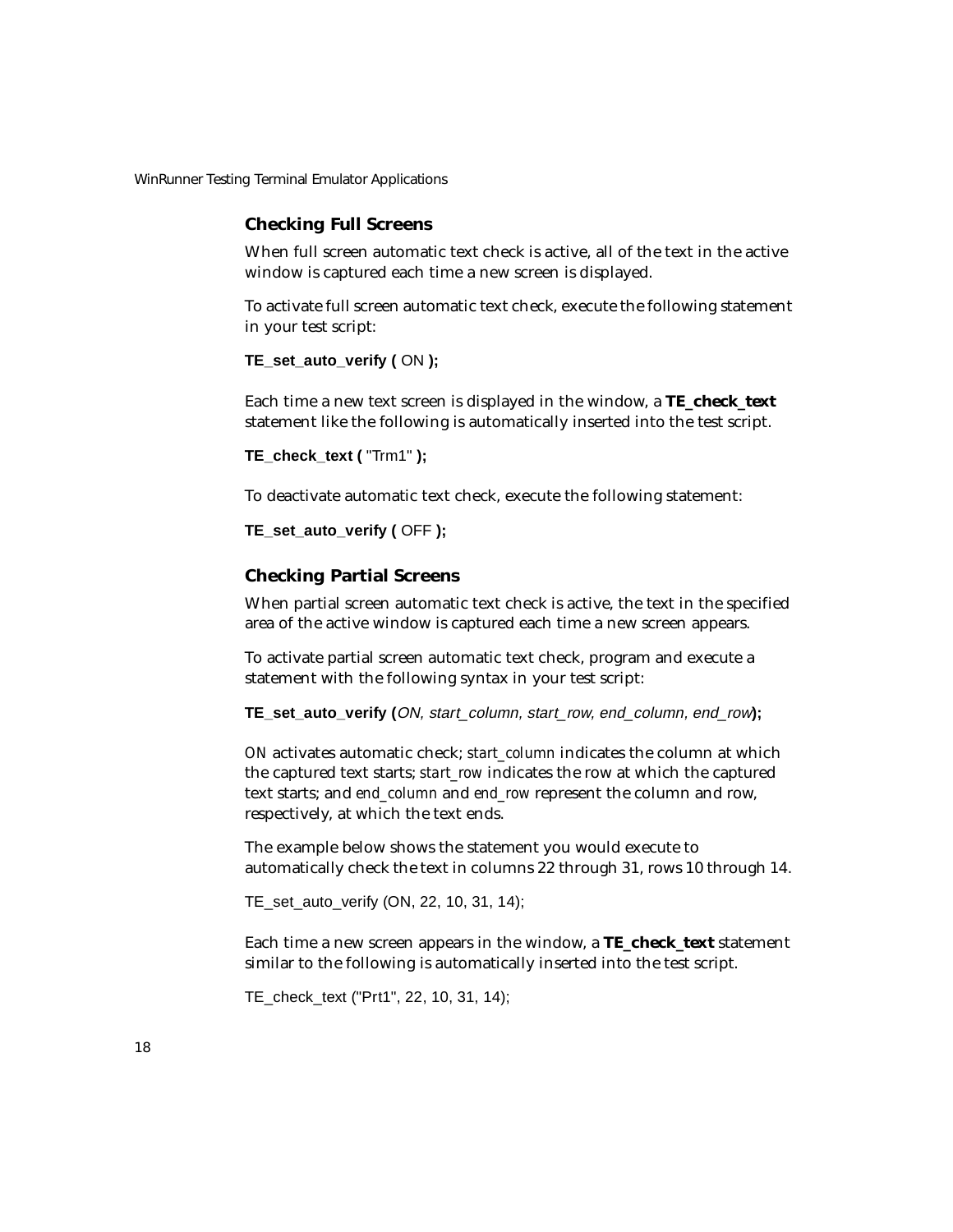### Checking Full Screens

When full screen automatic text check is active, all of the text in the active window is captured each time a new screen is displayed.

To activate full screen automatic text check, execute the following statement in your test script:

**TE_set_auto_verify (** ON **);**

Each time a new text screen is displayed in the window, a **TE_check_text** statement like the following is automatically inserted into the test script.

**TE_check_text (** "Trm1" **);**

To deactivate automatic text check, execute the following statement:

**TE_set_auto_verify (** OFF **);**

### Checking Partial Screens

When partial screen automatic text check is active, the text in the specified area of the active window is captured each time a new screen appears.

To activate partial screen automatic text check, program and execute a statement with the following syntax in your test script:

**TE_set_auto_verify (***ON, start_column, start_row, end_column, end_row***);**

*ON* activates automatic check; *start_column* indicates the column at which the captured text starts; *start_row* indicates the row at which the captured text starts; and *end_column* and *end_row* represent the column and row, respectively, at which the text ends.

The example below shows the statement you would execute to automatically check the text in columns 22 through 31, rows 10 through 14.

```
TE_set_auto_verify (ON, 22, 10, 31, 14);
```

Each time a new screen appears in the window, a **TE_check_text** statement similar to the following is automatically inserted into the test script.

```
TE_check_text ("Prt1", 22, 10, 31, 14);
```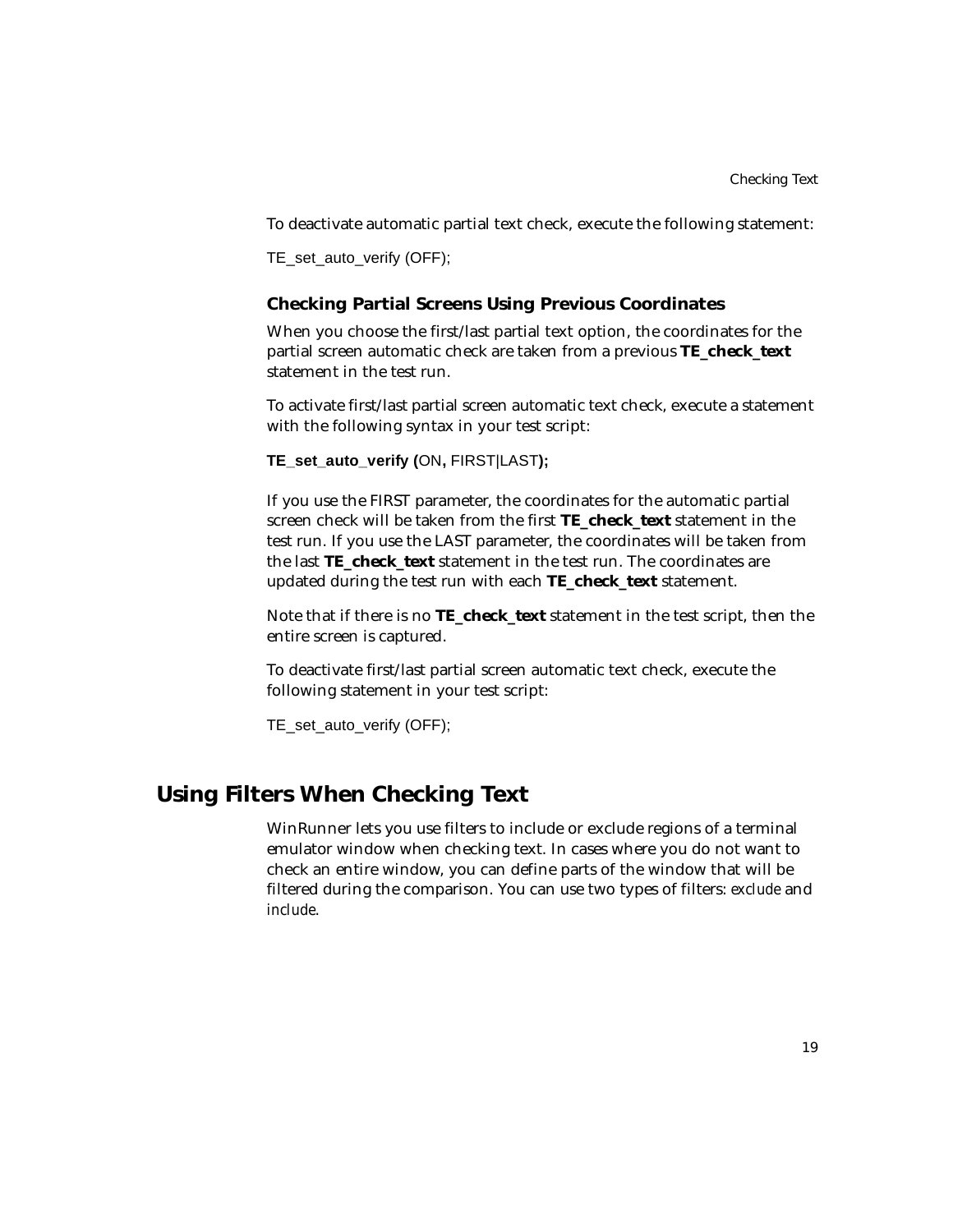To deactivate automatic partial text check, execute the following statement:

```
TE_set_auto_verify (OFF);
```

### Checking Partial Screens Using Previous Coordinates

When you choose the first/last partial text option, the coordinates for the partial screen automatic check are taken from a previous **TE_check_text** statement in the test run.

To activate first/last partial screen automatic text check, execute a statement with the following syntax in your test script:

**TE_set_auto_verify (**ON**,** FIRST|LAST**);**

If you use the FIRST parameter, the coordinates for the automatic partial screen check will be taken from the first **TE_check_text** statement in the test run. If you use the LAST parameter, the coordinates will be taken from the last **TE_check_text** statement in the test run. The coordinates are updated during the test run with each **TE_check_text** statement.

Note that if there is no **TE_check_text** statement in the test script, then the entire screen is captured.

To deactivate first/last partial screen automatic text check, execute the following statement in your test script:

```
TE_set_auto_verify (OFF);
```

## Using Filters When Checking Text

WinRunner lets you use filters to include or exclude regions of a terminal emulator window when checking text. In cases where you do not want to check an entire window, you can define parts of the window that will be filtered during the comparison. You can use two types of filters: *exclude* and *include*.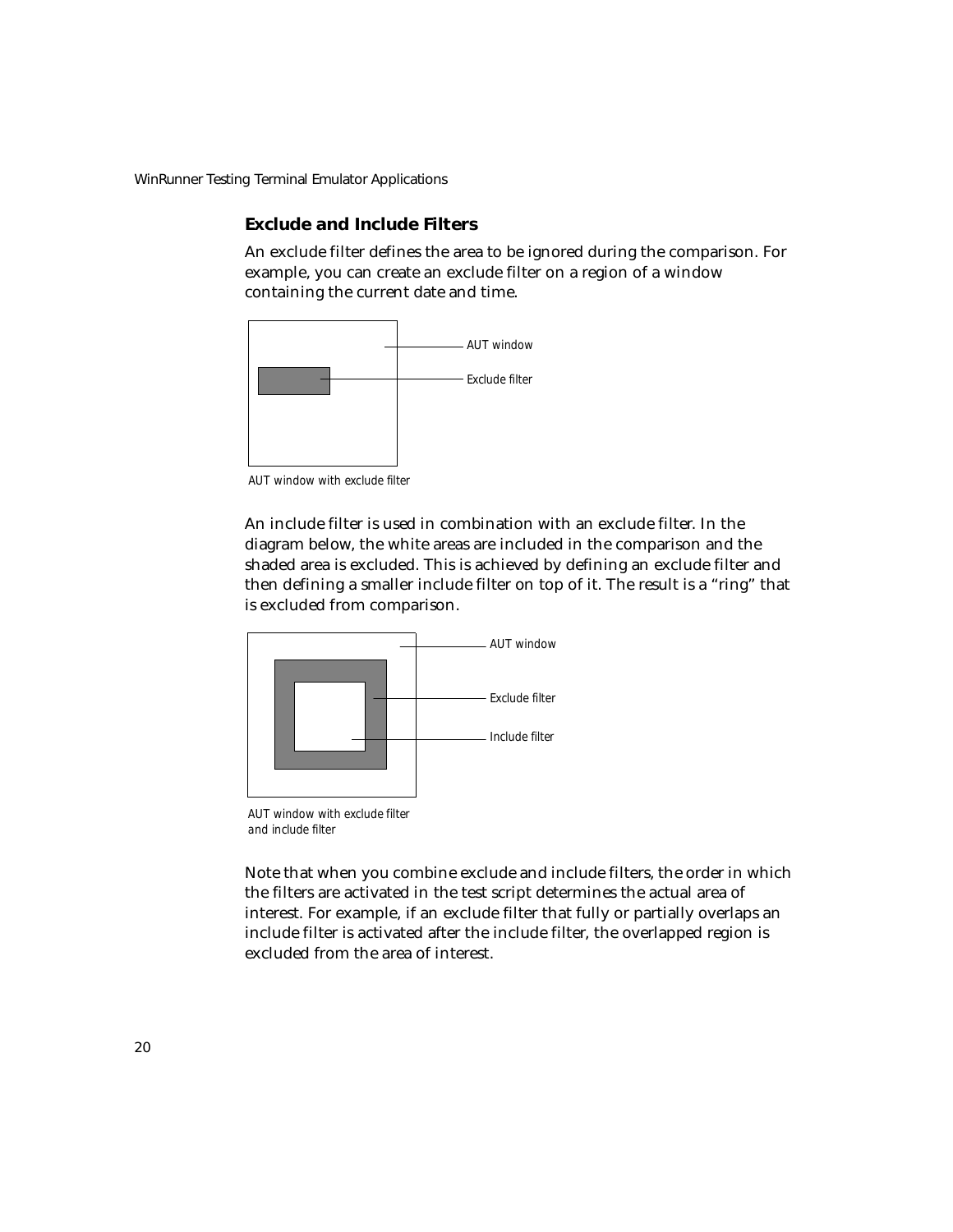### Exclude and Include Filters

An exclude filter defines the area to be ignored during the comparison. For example, you can create an exclude filter on a region of a window containing the current date and time.

AUT window

Exclude filter

*AUT window with exclude filter*

An include filter is used in combination with an exclude filter. In the diagram below, the white areas are included in the comparison and the shaded area is excluded. This is achieved by defining an exclude filter and then defining a smaller include filter on top of it. The result is a “ring” that is excluded from comparison.

AUT window

Exclude filter

Include filter

*AUT window with exclude filter and include filter*

Note that when you combine exclude and include filters, the order in which the filters are activated in the test script determines the actual area of interest. For example, if an exclude filter that fully or partially overlaps an include filter is activated after the include filter, the overlapped region is excluded from the area of interest.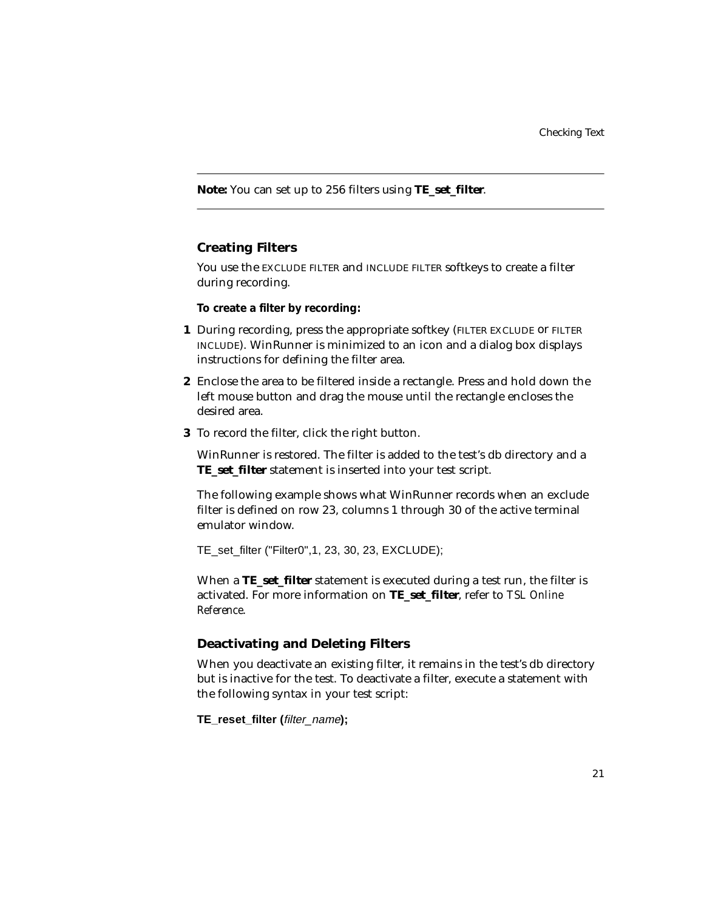**Note:** You can set up to 256 filters using **TE_set_filter**.

### Creating Filters

You use the EXCLUDE FILTER and INCLUDE FILTER softkeys to create a filter during recording.

**To create a filter by recording:**

1. During recording, press the appropriate softkey (FILTER EXCLUDE or FILTER INCLUDE). WinRunner is minimized to an icon and a dialog box displays instructions for defining the filter area.
2. Enclose the area to be filtered inside a rectangle. Press and hold down the left mouse button and drag the mouse until the rectangle encloses the desired area.
3. To record the filter, click the right button.

   WinRunner is restored. The filter is added to the test's db directory and a **TE_set_filter** statement is inserted into your test script.

   The following example shows what WinRunner records when an exclude filter is defined on row 23, columns 1 through 30 of the active terminal emulator window.

   ```
   TE_set_filter ("Filter0",1, 23, 30, 23, EXCLUDE);
   ```

   When a **TE_set_filter** statement is executed during a test run, the filter is activated. For more information on **TE_set_filter**, refer to *TSL Online Reference*.

### Deactivating and Deleting Filters

When you deactivate an existing filter, it remains in the test's db directory but is inactive for the test. To deactivate a filter, execute a statement with the following syntax in your test script:

**TE_reset_filter (***filter_name***);**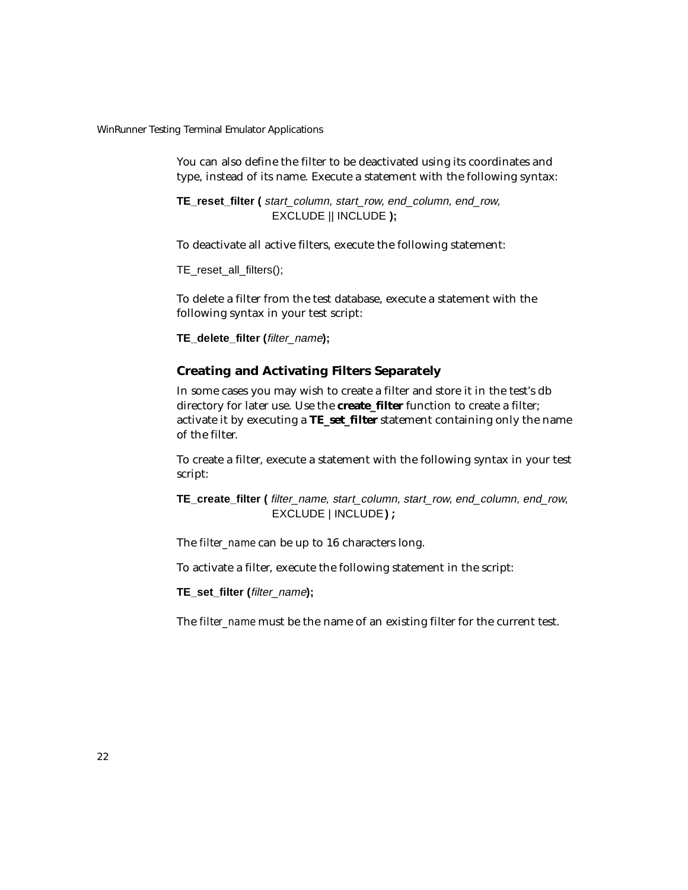You can also define the filter to be deactivated using its coordinates and type, instead of its name. Execute a statement with the following syntax:

**TE_reset_filter (** *start_column, start_row, end_column, end_row,*
EXCLUDE || INCLUDE **);**

To deactivate all active filters, execute the following statement:

```
TE_reset_all_filters();
```

To delete a filter from the test database, execute a statement with the following syntax in your test script:

**TE_delete_filter (***filter_name***);**

### Creating and Activating Filters Separately

In some cases you may wish to create a filter and store it in the test's db directory for later use. Use the **create_filter** function to create a filter; activate it by executing a **TE_set_filter** statement containing only the name of the filter.

To create a filter, execute a statement with the following syntax in your test script:

**TE_create_filter (** *filter_name, start_column, start_row, end_column, end_row*,
EXCLUDE | INCLUDE **) ;**

The *filter_name* can be up to 16 characters long.

To activate a filter, execute the following statement in the script:

**TE_set_filter (***filter_name***);**

The *filter_name* must be the name of an existing filter for the current test.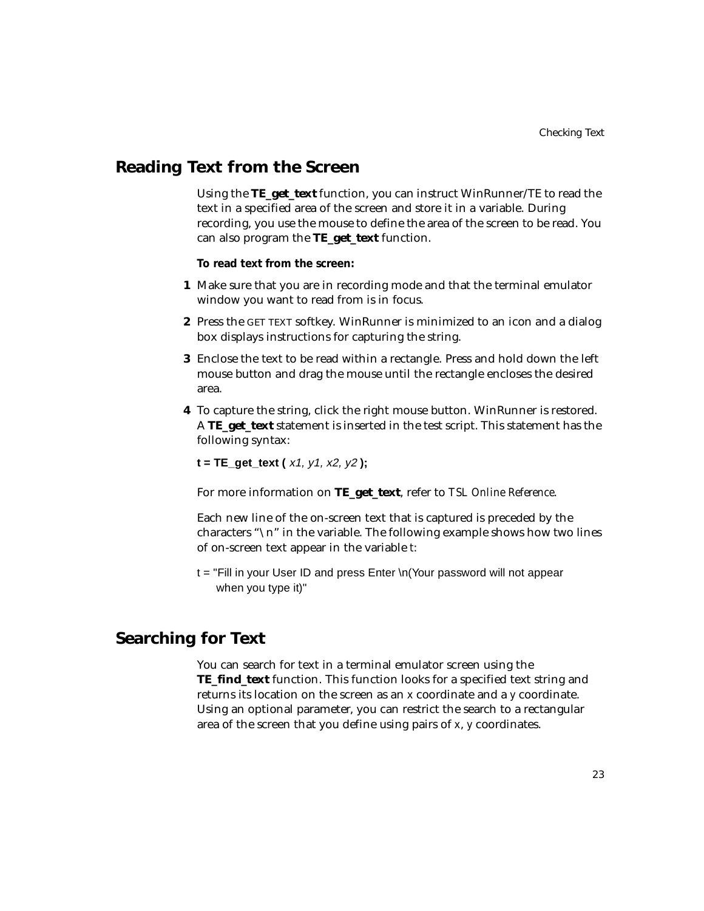## Reading Text from the Screen

Using the **TE_get_text** function, you can instruct WinRunner/TE to read the text in a specified area of the screen and store it in a variable. During recording, you use the mouse to define the area of the screen to be read. You can also program the **TE_get_text** function.

**To read text from the screen:**

1. Make sure that you are in recording mode and that the terminal emulator window you want to read from is in focus.
2. Press the GET TEXT softkey. WinRunner is minimized to an icon and a dialog box displays instructions for capturing the string.
3. Enclose the text to be read within a rectangle. Press and hold down the left mouse button and drag the mouse until the rectangle encloses the desired area.
4. To capture the string, click the right mouse button. WinRunner is restored. A **TE_get_text** statement is inserted in the test script. This statement has the following syntax:

   **t = TE_get_text (** *x1, y1, x2, y2* **);**

   For more information on **TE_get_text**, refer to *TSL Online Reference*.

   Each new line of the on-screen text that is captured is preceded by the characters "\n" in the variable. The following example shows how two lines of on-screen text appear in the variable t:

   ```
   t = "Fill in your User ID and press Enter \n(Your password will not appear
       when you type it)"
   ```

## Searching for Text

You can search for text in a terminal emulator screen using the **TE_find_text** function. This function looks for a specified text string and returns its location on the screen as an x coordinate and a y coordinate. Using an optional parameter, you can restrict the search to a rectangular area of the screen that you define using pairs of x, y coordinates.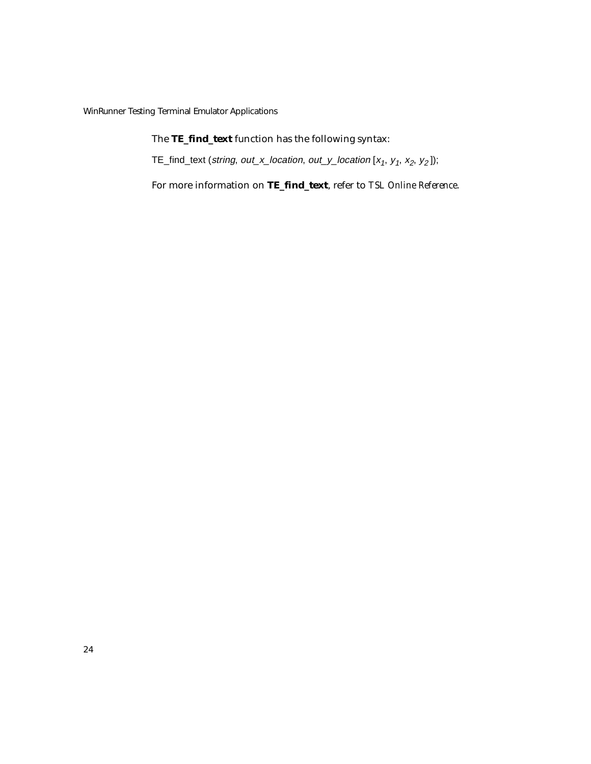The **TE_find_text** function has the following syntax:

TE_find_text (*string*, *out_x_location*, *out_y_location* [$x_1$, $y_1$, $x_2$, $y_2$]);

For more information on **TE_find_text**, refer to *TSL Online Reference*.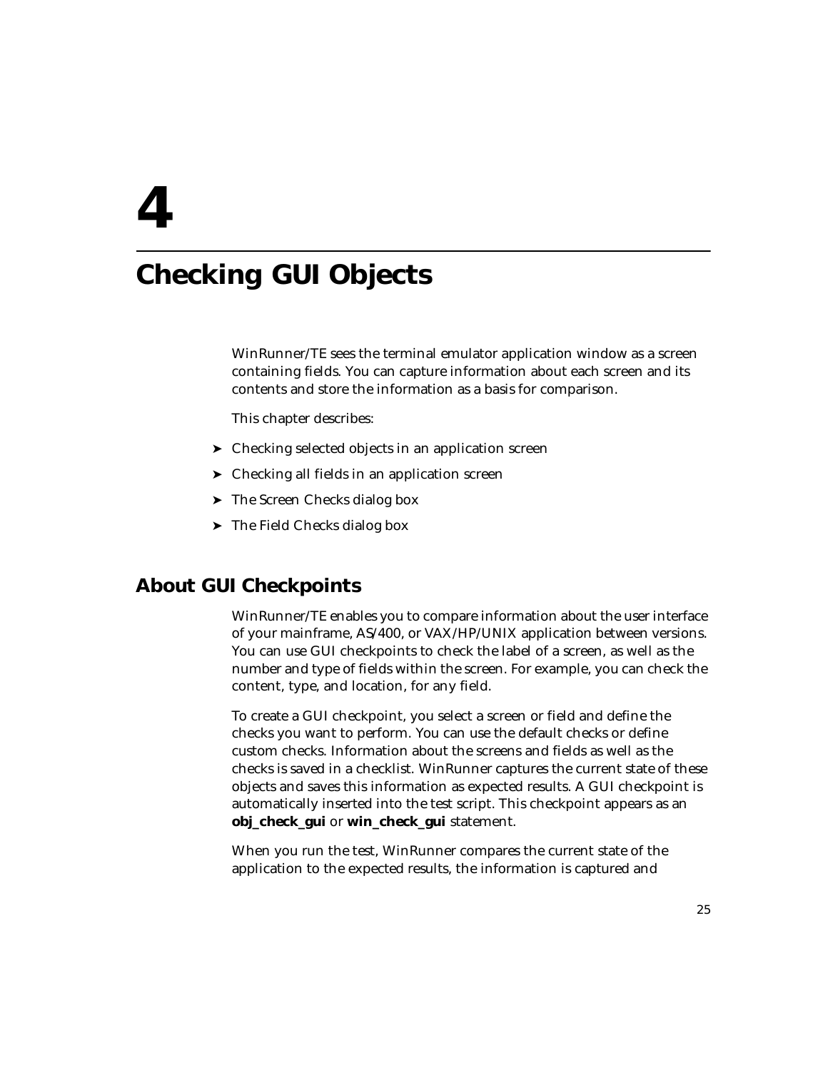# 4

# Checking GUI Objects

WinRunner/TE sees the terminal emulator application window as a screen containing fields. You can capture information about each screen and its contents and store the information as a basis for comparison.

This chapter describes:

- Checking selected objects in an application screen
- Checking all fields in an application screen
- The Screen Checks dialog box
- The Field Checks dialog box

## About GUI Checkpoints

WinRunner/TE enables you to compare information about the user interface of your mainframe, AS/400, or VAX/HP/UNIX application between versions. You can use GUI checkpoints to check the label of a screen, as well as the number and type of fields within the screen. For example, you can check the content, type, and location, for any field.

To create a GUI checkpoint, you select a screen or field and define the checks you want to perform. You can use the default checks or define custom checks. Information about the screens and fields as well as the checks is saved in a checklist. WinRunner captures the current state of these objects and saves this information as expected results. A GUI checkpoint is automatically inserted into the test script. This checkpoint appears as an **obj_check_gui** or **win_check_gui** statement.

When you run the test, WinRunner compares the current state of the application to the expected results, the information is captured and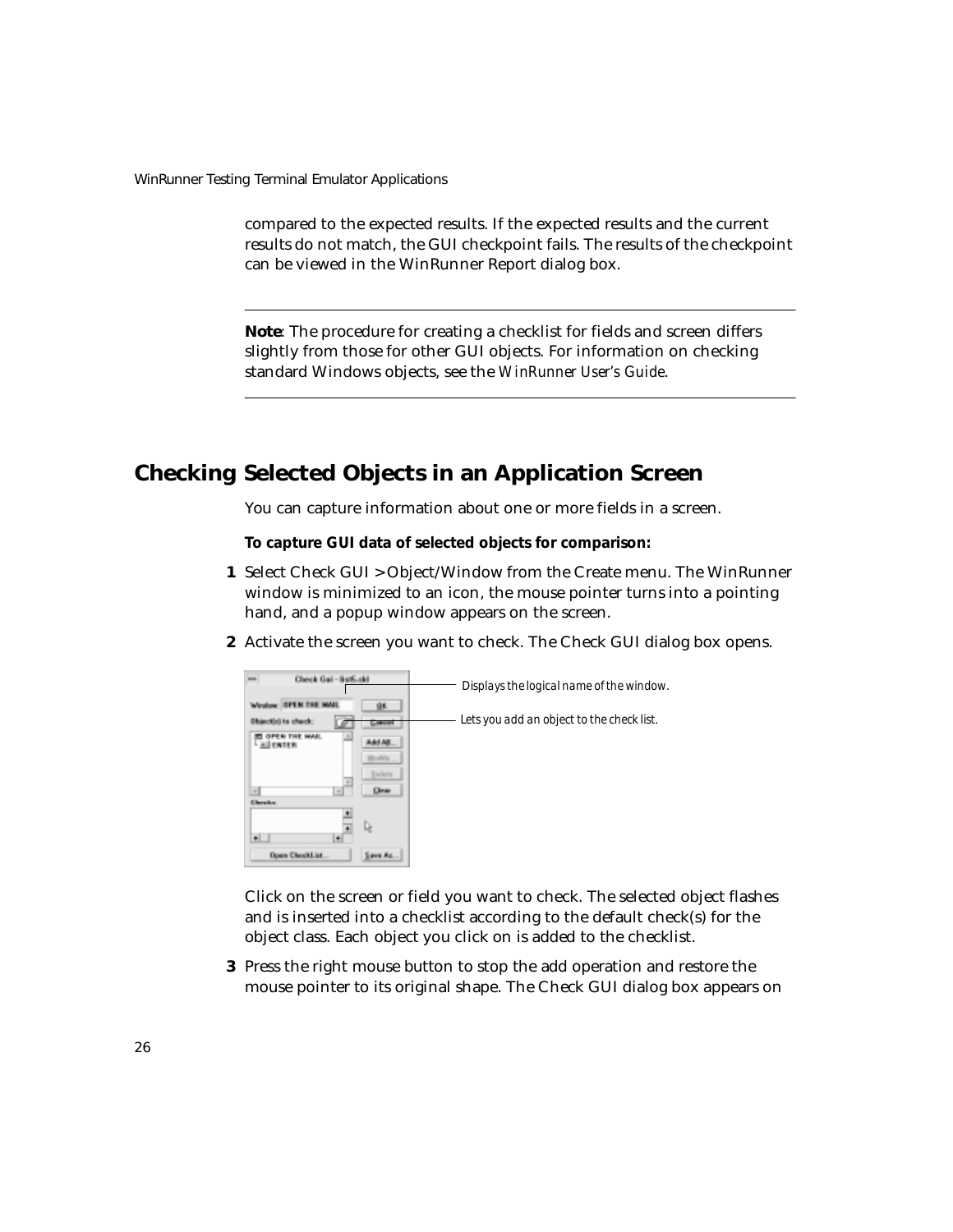compared to the expected results. If the expected results and the current results do not match, the GUI checkpoint fails. The results of the checkpoint can be viewed in the WinRunner Report dialog box.

---

**Note**: The procedure for creating a checklist for fields and screen differs slightly from those for other GUI objects. For information on checking standard Windows objects, see the *WinRunner User's Guide*.

---

## Checking Selected Objects in an Application Screen

You can capture information about one or more fields in a screen.

**To capture GUI data of selected objects for comparison:**

1. Select Check GUI > Object/Window from the Create menu. The WinRunner window is minimized to an icon, the mouse pointer turns into a pointing hand, and a popup window appears on the screen.
2. Activate the screen you want to check. The Check GUI dialog box opens.

   Displays the logical name of the window.

   Lets you add an object to the check list.

   Click on the screen or field you want to check. The selected object flashes and is inserted into a checklist according to the default check(s) for the object class. Each object you click on is added to the checklist.
3. Press the right mouse button to stop the add operation and restore the mouse pointer to its original shape. The Check GUI dialog box appears on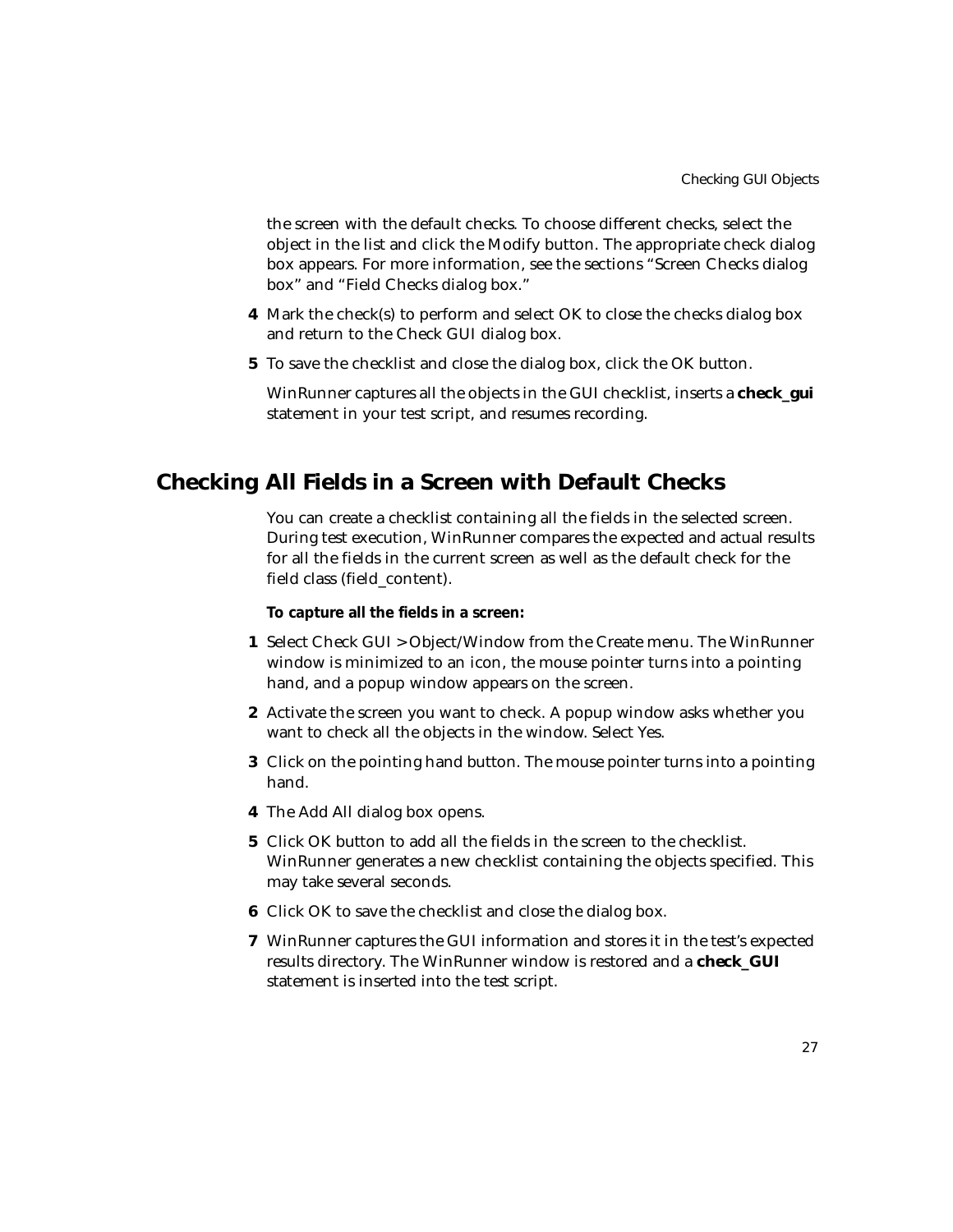the screen with the default checks. To choose different checks, select the object in the list and click the Modify button. The appropriate check dialog box appears. For more information, see the sections “Screen Checks dialog box” and “Field Checks dialog box.”

4. Mark the check(s) to perform and select OK to close the checks dialog box and return to the Check GUI dialog box.
5. To save the checklist and close the dialog box, click the OK button.

   WinRunner captures all the objects in the GUI checklist, inserts a **check_gui** statement in your test script, and resumes recording.

## Checking All Fields in a Screen with Default Checks

You can create a checklist containing all the fields in the selected screen. During test execution, WinRunner compares the expected and actual results for all the fields in the current screen as well as the default check for the field class (field_content).

**To capture all the fields in a screen:**

1. Select Check GUI > Object/Window from the Create menu. The WinRunner window is minimized to an icon, the mouse pointer turns into a pointing hand, and a popup window appears on the screen.
2. Activate the screen you want to check. A popup window asks whether you want to check all the objects in the window. Select Yes.
3. Click on the pointing hand button. The mouse pointer turns into a pointing hand.
4. The Add All dialog box opens.
5. Click OK button to add all the fields in the screen to the checklist. WinRunner generates a new checklist containing the objects specified. This may take several seconds.
6. Click OK to save the checklist and close the dialog box.
7. WinRunner captures the GUI information and stores it in the test’s expected results directory. The WinRunner window is restored and a **check_GUI** statement is inserted into the test script.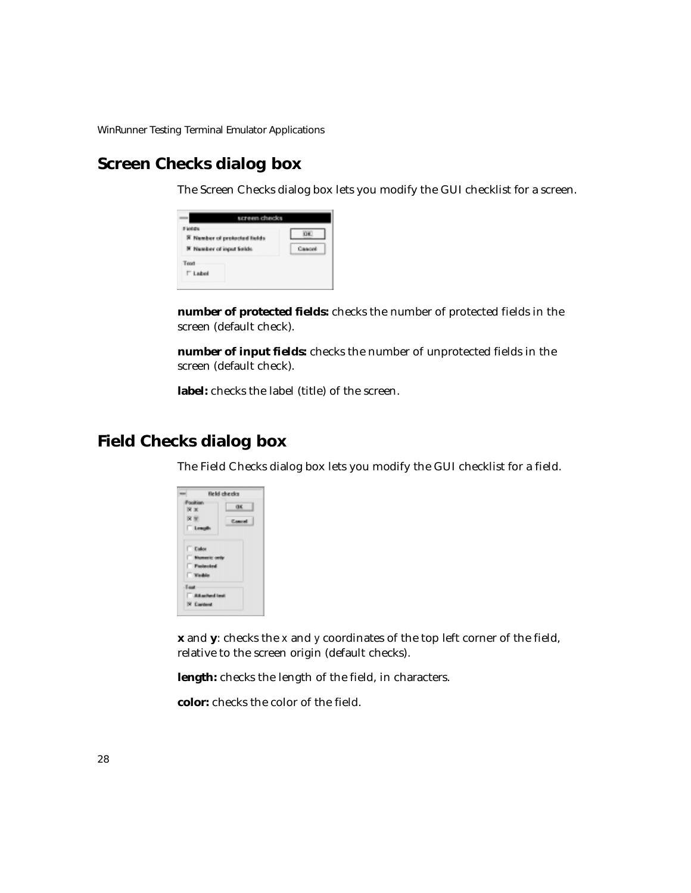## Screen Checks dialog box

The Screen Checks dialog box lets you modify the GUI checklist for a screen.

**number of protected fields:** checks the number of protected fields in the screen (default check).

**number of input fields:** checks the number of unprotected fields in the screen (default check).

**label:** checks the label (title) of the screen.

## Field Checks dialog box

The Field Checks dialog box lets you modify the GUI checklist for a field.

**x** and **y**: checks the x and y coordinates of the top left corner of the field, relative to the screen origin (default checks).

**length:** checks the length of the field, in characters.

**color:** checks the color of the field.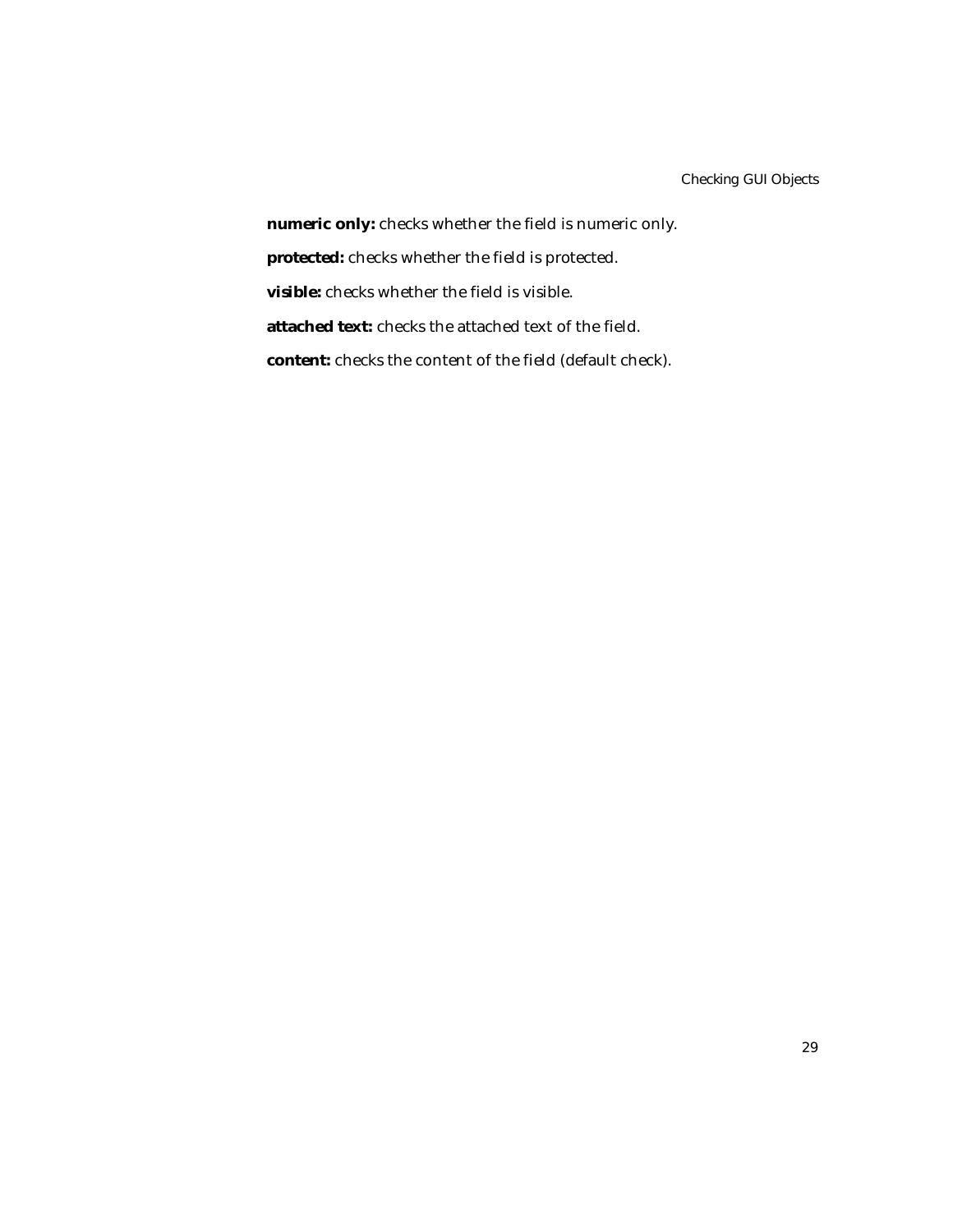**numeric only:** checks whether the field is numeric only.

**protected:** checks whether the field is protected.

**visible:** checks whether the field is visible.

**attached text:** checks the attached text of the field.

**content:** checks the content of the field (default check).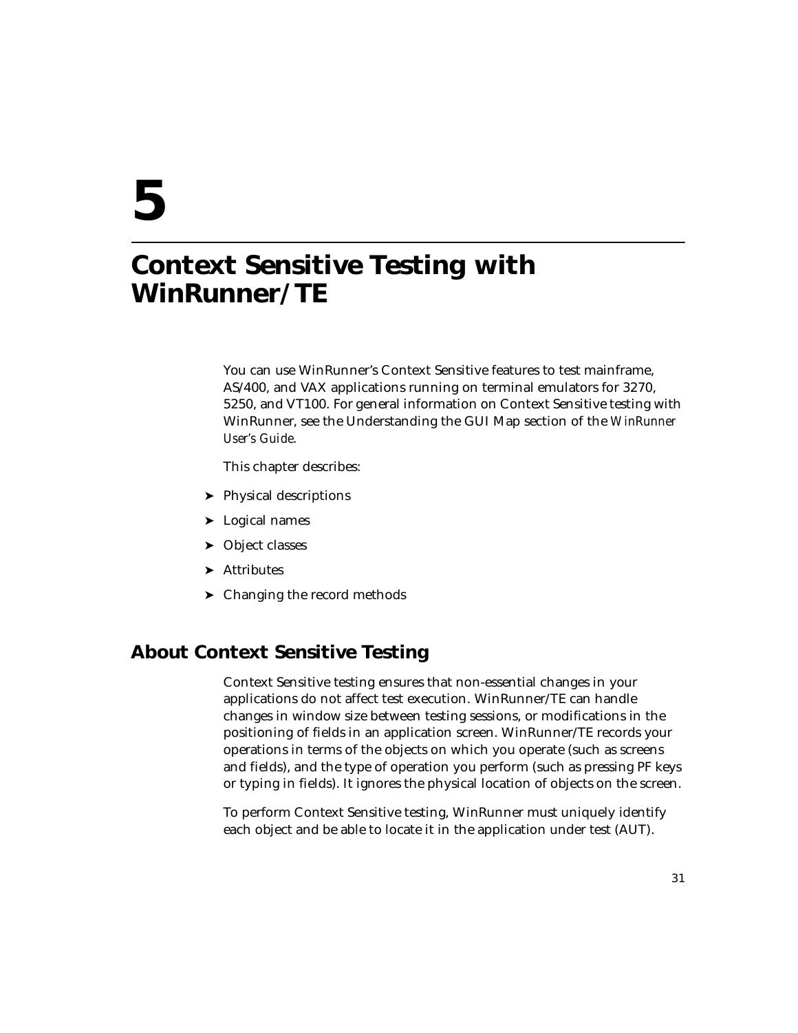# 5

# Context Sensitive Testing with WinRunner/TE

You can use WinRunner's Context Sensitive features to test mainframe, AS/400, and VAX applications running on terminal emulators for 3270, 5250, and VT100. For general information on Context Sensitive testing with WinRunner, see the Understanding the GUI Map section of the *WinRunner User's Guide*.

This chapter describes:

- Physical descriptions
- Logical names
- Object classes
- Attributes
- Changing the record methods

## About Context Sensitive Testing

Context Sensitive testing ensures that non-essential changes in your applications do not affect test execution. WinRunner/TE can handle changes in window size between testing sessions, or modifications in the positioning of fields in an application screen. WinRunner/TE records your operations in terms of the objects on which you operate (such as screens and fields), and the type of operation you perform (such as pressing PF keys or typing in fields). It ignores the physical location of objects on the screen.

To perform Context Sensitive testing, WinRunner must uniquely identify each object and be able to locate it in the application under test (AUT).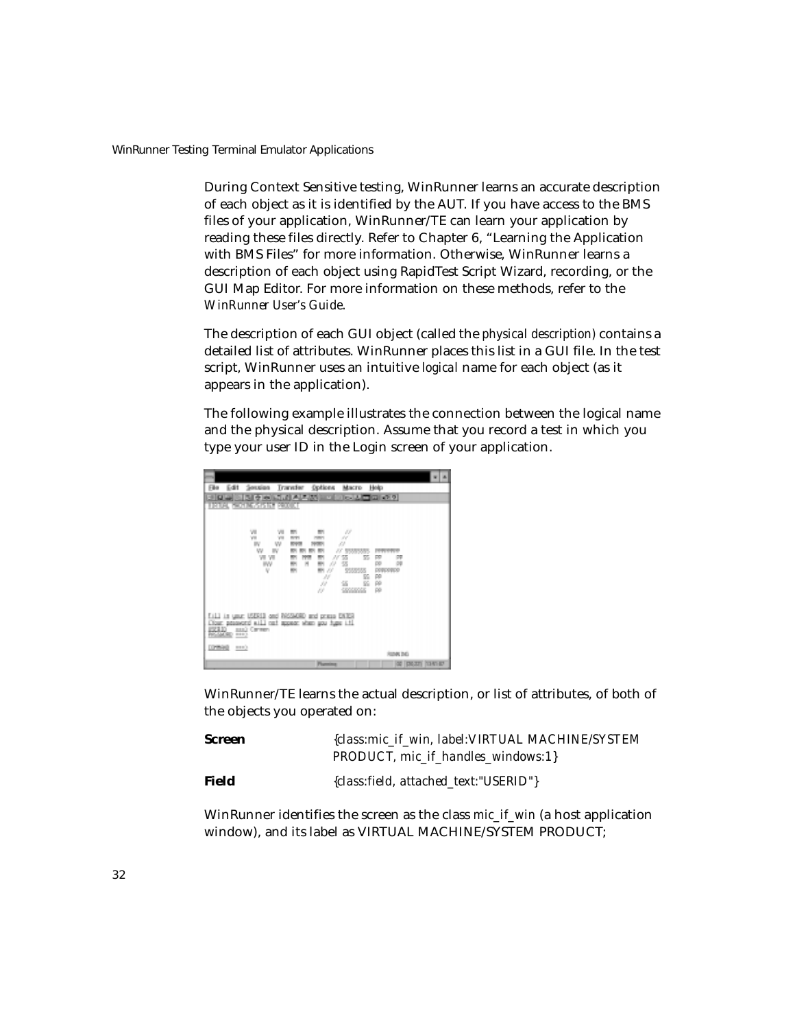During Context Sensitive testing, WinRunner learns an accurate description of each object as it is identified by the AUT. If you have access to the BMS files of your application, WinRunner/TE can learn your application by reading these files directly. Refer to Chapter 6, "Learning the Application with BMS Files" for more information. Otherwise, WinRunner learns a description of each object using RapidTest Script Wizard, recording, or the GUI Map Editor. For more information on these methods, refer to the *WinRunner User's Guide*.

The description of each GUI object (called the *physical description*) contains a detailed list of attributes. WinRunner places this list in a GUI file. In the test script, WinRunner uses an intuitive *logical* name for each object (as it appears in the application).

The following example illustrates the connection between the logical name and the physical description. Assume that you record a test in which you type your user ID in the Login screen of your application.

WinRunner/TE learns the actual description, or list of attributes, of both of the objects you operated on:

| | |
|---|---|
| **Screen** | *{class:mic_if_win, label:VIRTUAL MACHINE/SYSTEM PRODUCT, mic_if_handles_windows:1}* |
| **Field** | *{class:field, attached_text:"USERID"}* |

WinRunner identifies the screen as the class *mic_if_win* (a host application window), and its label as VIRTUAL MACHINE/SYSTEM PRODUCT;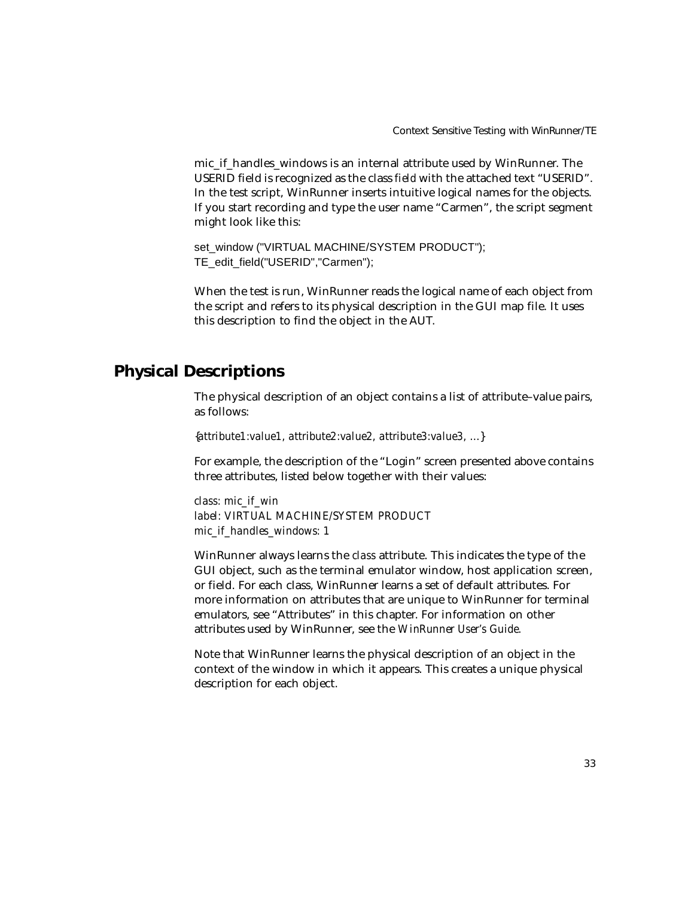mic_if_handles_windows is an internal attribute used by WinRunner. The USERID field is recognized as the class *field* with the attached text "USERID". In the test script, WinRunner inserts intuitive logical names for the objects. If you start recording and type the user name "Carmen", the script segment might look like this:

```
set_window ("VIRTUAL MACHINE/SYSTEM PRODUCT");
TE_edit_field("USERID","Carmen");
```

When the test is run, WinRunner reads the logical name of each object from the script and refers to its physical description in the GUI map file. It uses this description to find the object in the AUT.

## Physical Descriptions

The physical description of an object contains a list of attribute–value pairs, as follows:

*{attribute1:value1, attribute2:value2, attribute3:value3, ...}*

For example, the description of the "Login" screen presented above contains three attributes, listed below together with their values:

*class: mic_if_win*
*label: VIRTUAL MACHINE/SYSTEM PRODUCT*
*mic_if_handles_windows: 1*

WinRunner always learns the *class* attribute. This indicates the type of the GUI object, such as the terminal emulator window, host application screen, or field. For each class, WinRunner learns a set of default attributes. For more information on attributes that are unique to WinRunner for terminal emulators, see "Attributes" in this chapter. For information on other attributes used by WinRunner, see the *WinRunner User's Guide*.

Note that WinRunner learns the physical description of an object in the context of the window in which it appears. This creates a unique physical description for each object.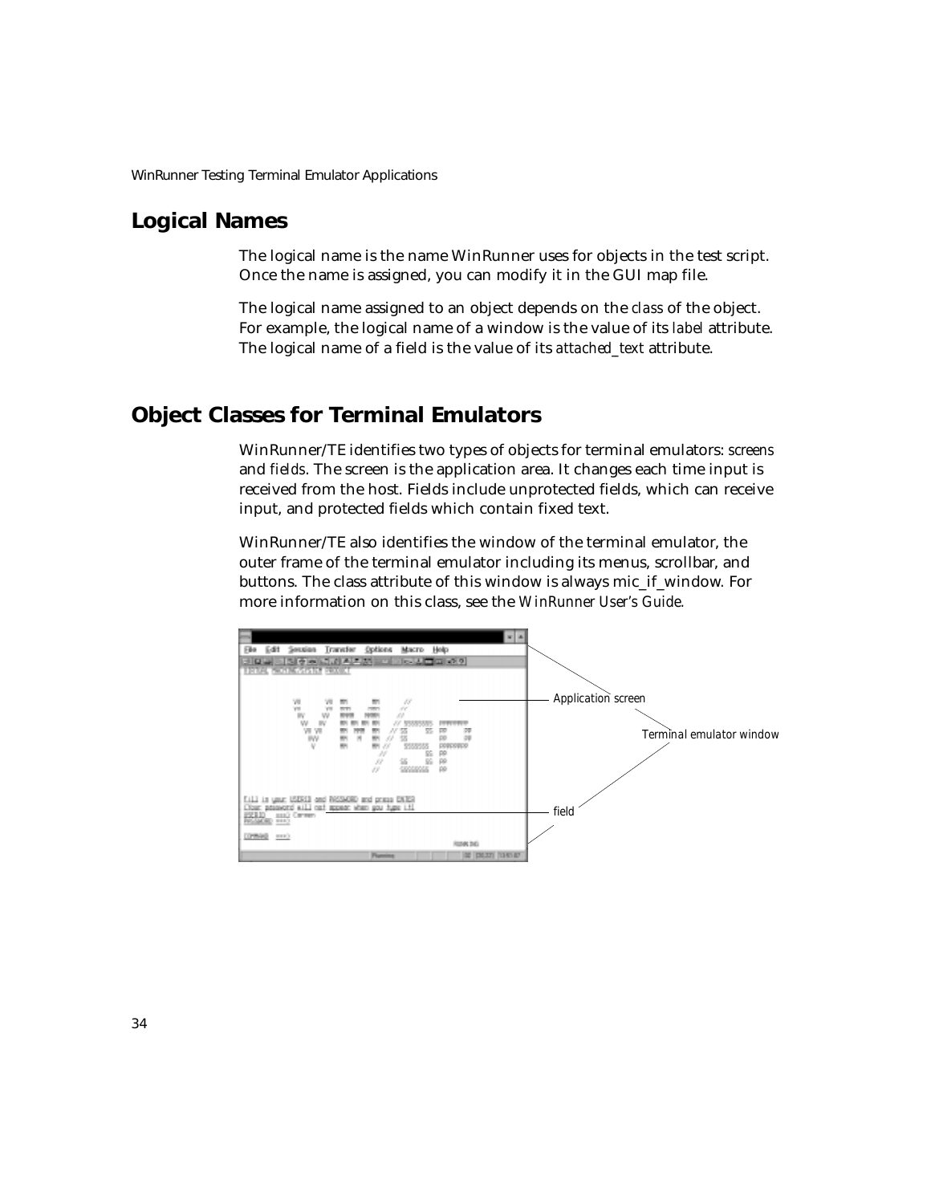## Logical Names

The logical name is the name WinRunner uses for objects in the test script. Once the name is assigned, you can modify it in the GUI map file.

The logical name assigned to an object depends on the *class* of the object. For example, the logical name of a window is the value of its *label* attribute. The logical name of a field is the value of its *attached_text* attribute.

## Object Classes for Terminal Emulators

WinRunner/TE identifies two types of objects for terminal emulators: *screens* and *fields*. The screen is the application area. It changes each time input is received from the host. Fields include unprotected fields, which can receive input, and protected fields which contain fixed text.

WinRunner/TE also identifies the window of the terminal emulator, the outer frame of the terminal emulator including its menus, scrollbar, and buttons. The class attribute of this window is always mic_if_window. For more information on this class, see the *WinRunner User's Guide*.

Application screen

Terminal emulator window

field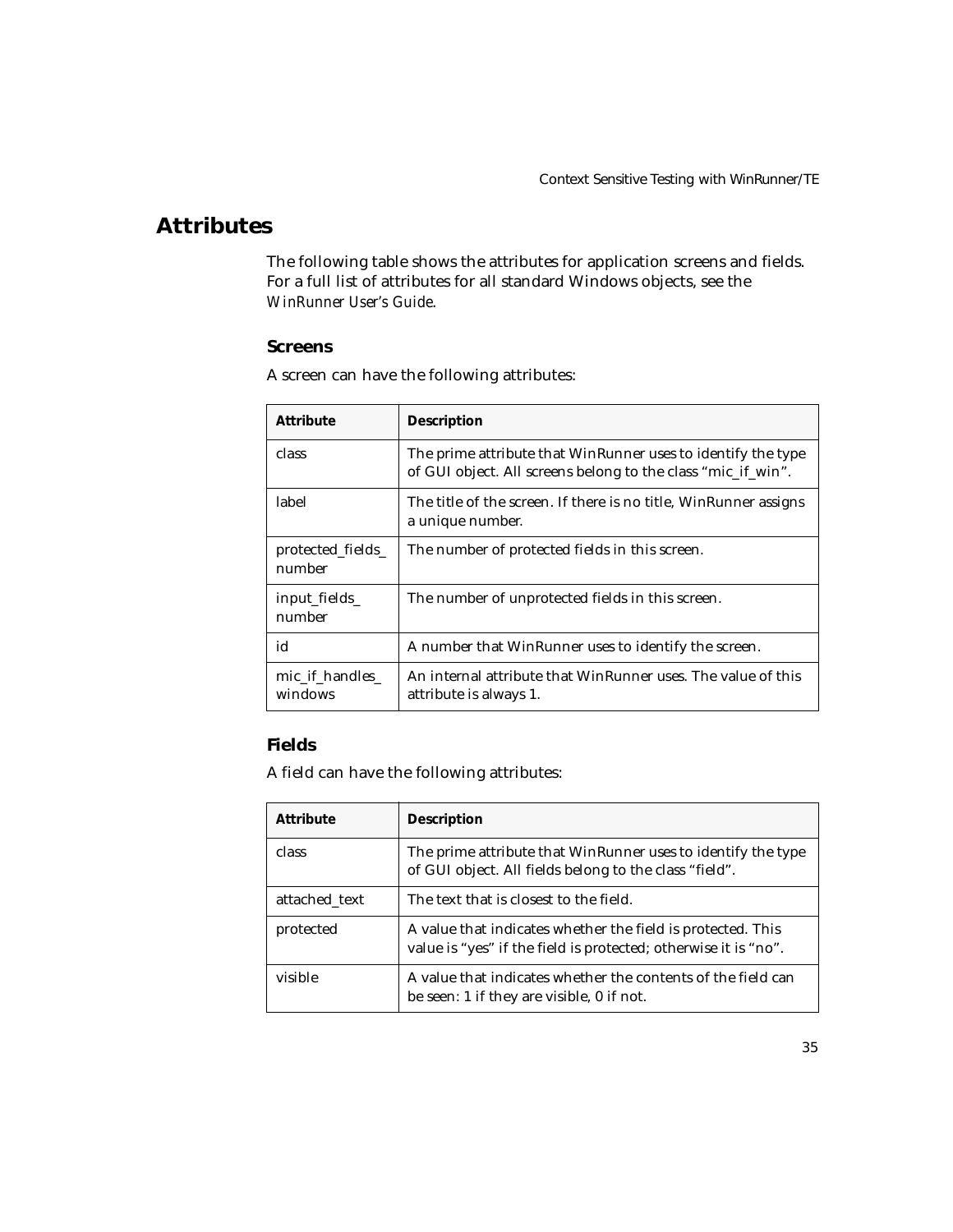# Attributes

The following table shows the attributes for application screens and fields. For a full list of attributes for all standard Windows objects, see the *WinRunner User's Guide*.

## Screens

A screen can have the following attributes:

| Attribute | Description |
|---|---|
| class | The prime attribute that WinRunner uses to identify the type of GUI object. All screens belong to the class "mic_if_win". |
| label | The title of the screen. If there is no title, WinRunner assigns a unique number. |
| protected_fields_number | The number of protected fields in this screen. |
| input_fields_number | The number of unprotected fields in this screen. |
| id | A number that WinRunner uses to identify the screen. |
| mic_if_handles_windows | An internal attribute that WinRunner uses. The value of this attribute is always 1. |

## Fields

A field can have the following attributes:

| Attribute | Description |
|---|---|
| class | The prime attribute that WinRunner uses to identify the type of GUI object. All fields belong to the class "field". |
| attached_text | The text that is closest to the field. |
| protected | A value that indicates whether the field is protected. This value is "yes" if the field is protected; otherwise it is "no". |
| visible | A value that indicates whether the contents of the field can be seen: 1 if they are visible, 0 if not. |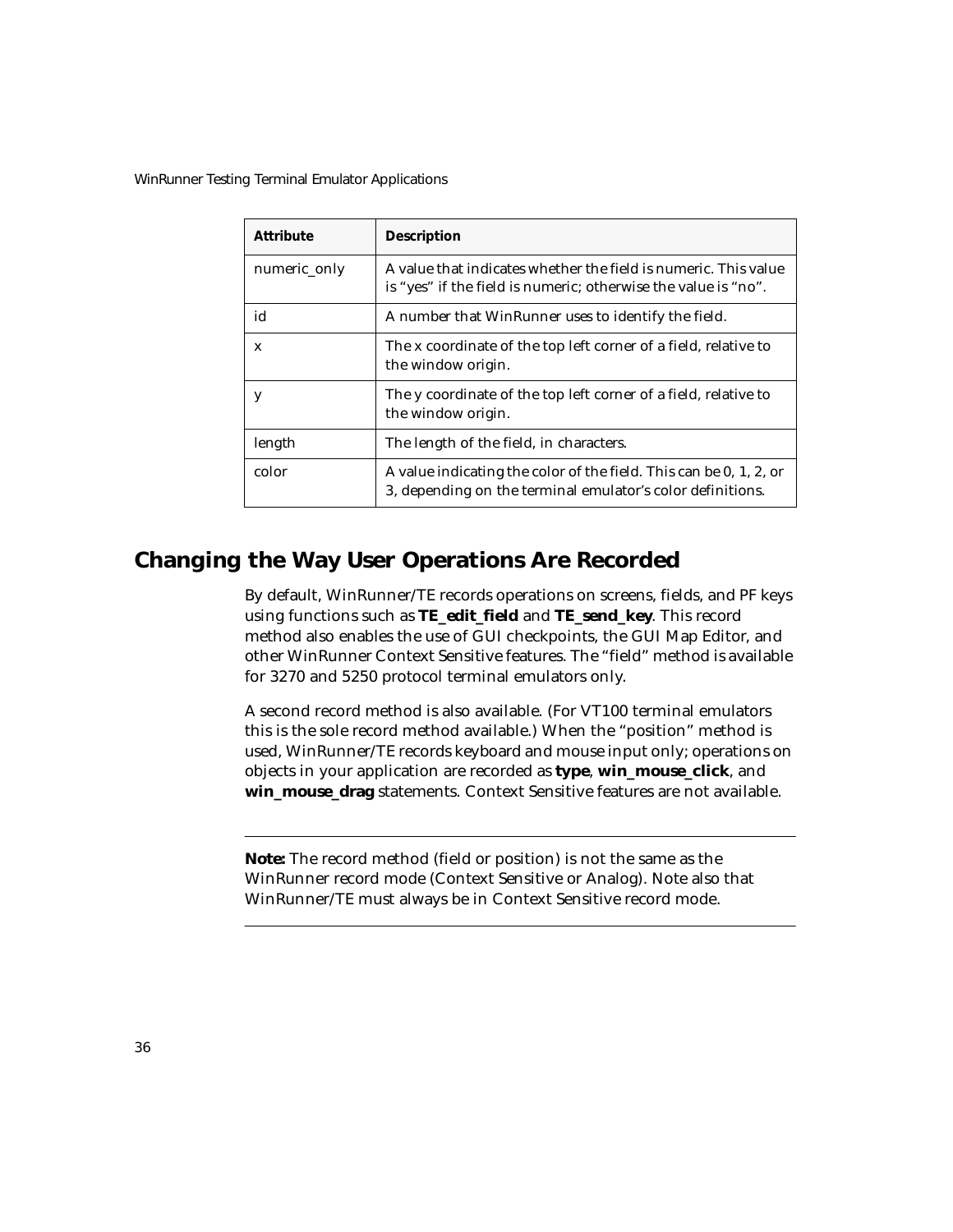| Attribute | Description |
| --- | --- |
| numeric_only | A value that indicates whether the field is numeric. This value is “yes” if the field is numeric; otherwise the value is “no”. |
| id | A number that WinRunner uses to identify the field. |
| x | The x coordinate of the top left corner of a field, relative to the window origin. |
| y | The y coordinate of the top left corner of a field, relative to the window origin. |
| length | The length of the field, in characters. |
| color | A value indicating the color of the field. This can be 0, 1, 2, or 3, depending on the terminal emulator’s color definitions. |

## Changing the Way User Operations Are Recorded

By default, WinRunner/TE records operations on screens, fields, and PF keys using functions such as **TE_edit_field** and **TE_send_key**. This record method also enables the use of GUI checkpoints, the GUI Map Editor, and other WinRunner Context Sensitive features. The “field” method is available for 3270 and 5250 protocol terminal emulators only.

A second record method is also available. (For VT100 terminal emulators this is the sole record method available.) When the “position” method is used, WinRunner/TE records keyboard and mouse input only; operations on objects in your application are recorded as **type**, **win_mouse_click**, and **win_mouse_drag** statements. Context Sensitive features are not available.

---

**Note:** The record method (field or position) is not the same as the WinRunner record mode (Context Sensitive or Analog). Note also that WinRunner/TE must always be in Context Sensitive record mode.

---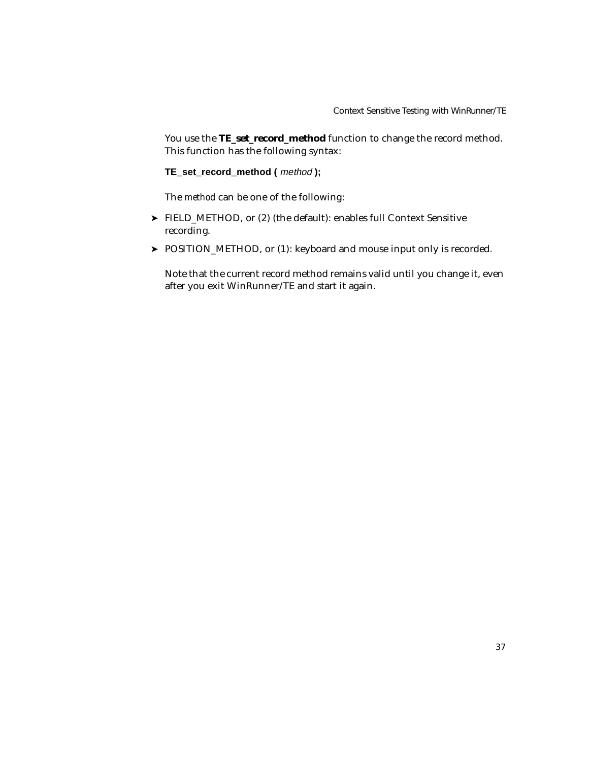You use the **TE_set_record_method** function to change the record method. This function has the following syntax:

**TE_set_record_method (** *method* **);**

The *method* can be one of the following:

- FIELD_METHOD, or (2) (the default): enables full Context Sensitive recording.
- POSITION_METHOD, or (1): keyboard and mouse input only is recorded.

Note that the current record method remains valid until you change it, even after you exit WinRunner/TE and start it again.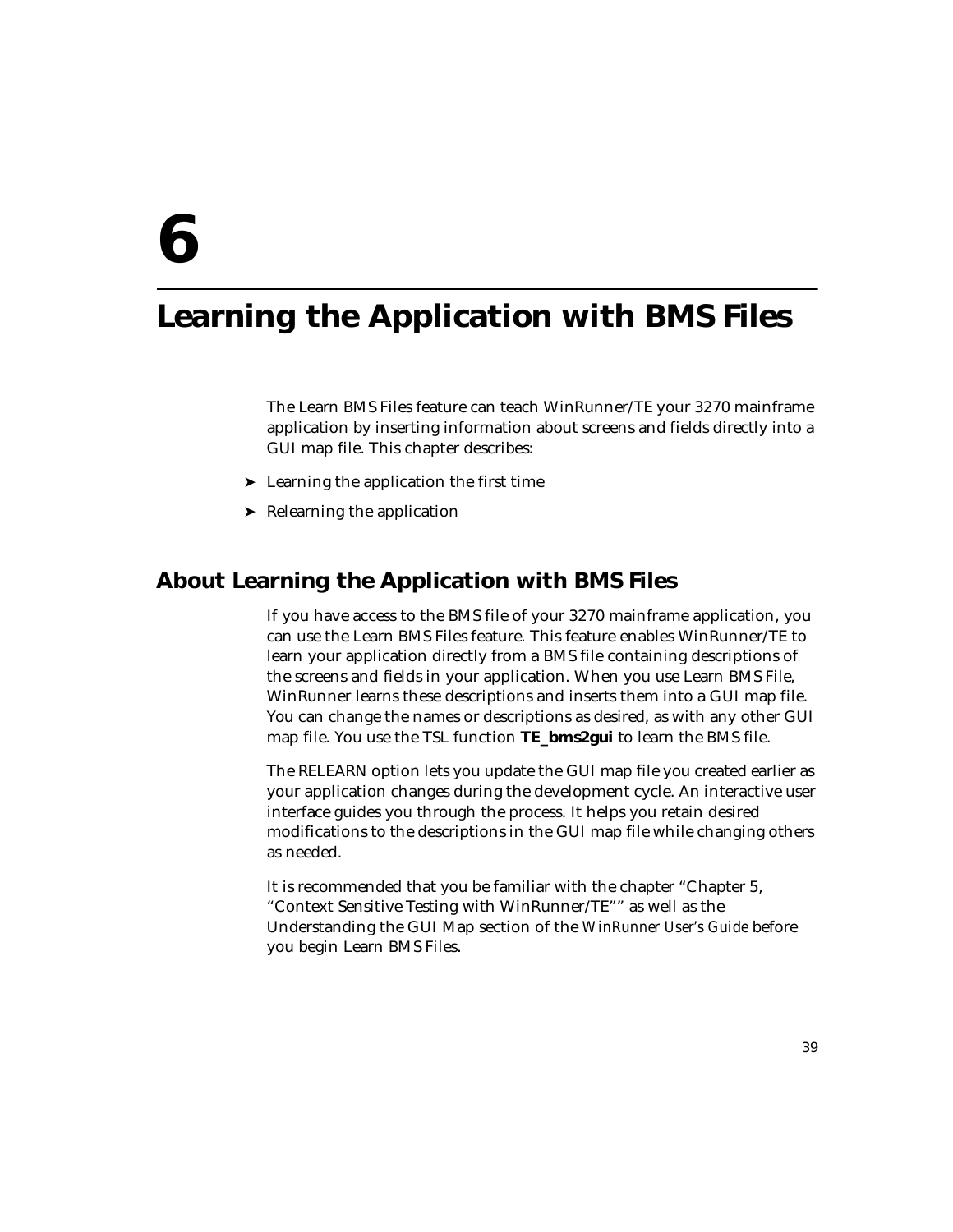# 6

# Learning the Application with BMS Files

The Learn BMS Files feature can teach WinRunner/TE your 3270 mainframe application by inserting information about screens and fields directly into a GUI map file. This chapter describes:

- Learning the application the first time
- Relearning the application

## About Learning the Application with BMS Files

If you have access to the BMS file of your 3270 mainframe application, you can use the Learn BMS Files feature. This feature enables WinRunner/TE to learn your application directly from a BMS file containing descriptions of the screens and fields in your application. When you use Learn BMS File, WinRunner learns these descriptions and inserts them into a GUI map file. You can change the names or descriptions as desired, as with any other GUI map file. You use the TSL function **TE_bms2gui** to learn the BMS file.

The RELEARN option lets you update the GUI map file you created earlier as your application changes during the development cycle. An interactive user interface guides you through the process. It helps you retain desired modifications to the descriptions in the GUI map file while changing others as needed.

It is recommended that you be familiar with the chapter "Chapter 5, "Context Sensitive Testing with WinRunner/TE"" as well as the Understanding the GUI Map section of the *WinRunner User's Guide* before you begin Learn BMS Files.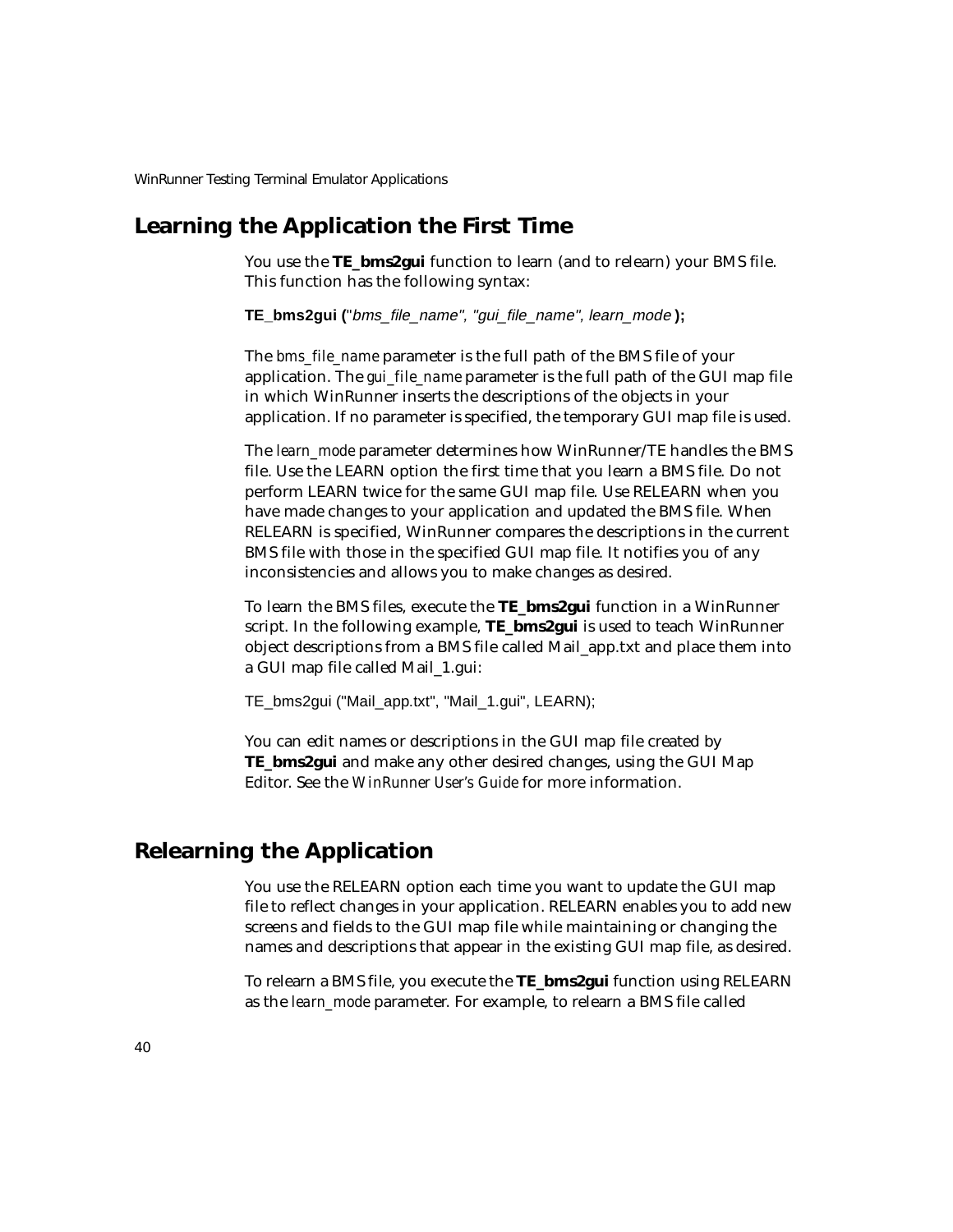## Learning the Application the First Time

You use the **TE_bms2gui** function to learn (and to relearn) your BMS file. This function has the following syntax:

**TE_bms2gui (**"*bms_file_name*", "*gui_file_name*", *learn_mode* **);**

The *bms_file_name* parameter is the full path of the BMS file of your application. The *gui_file_name* parameter is the full path of the GUI map file in which WinRunner inserts the descriptions of the objects in your application. If no parameter is specified, the temporary GUI map file is used.

The *learn_mode* parameter determines how WinRunner/TE handles the BMS file. Use the LEARN option the first time that you learn a BMS file. Do not perform LEARN twice for the same GUI map file. Use RELEARN when you have made changes to your application and updated the BMS file. When RELEARN is specified, WinRunner compares the descriptions in the current BMS file with those in the specified GUI map file. It notifies you of any inconsistencies and allows you to make changes as desired.

To learn the BMS files, execute the **TE_bms2gui** function in a WinRunner script. In the following example, **TE_bms2gui** is used to teach WinRunner object descriptions from a BMS file called Mail_app.txt and place them into a GUI map file called Mail_1.gui:

```
TE_bms2gui ("Mail_app.txt", "Mail_1.gui", LEARN);
```

You can edit names or descriptions in the GUI map file created by **TE_bms2gui** and make any other desired changes, using the GUI Map Editor. See the *WinRunner User's Guide* for more information.

## Relearning the Application

You use the RELEARN option each time you want to update the GUI map file to reflect changes in your application. RELEARN enables you to add new screens and fields to the GUI map file while maintaining or changing the names and descriptions that appear in the existing GUI map file, as desired.

To relearn a BMS file, you execute the **TE_bms2gui** function using RELEARN as the *learn_mode* parameter. For example, to relearn a BMS file called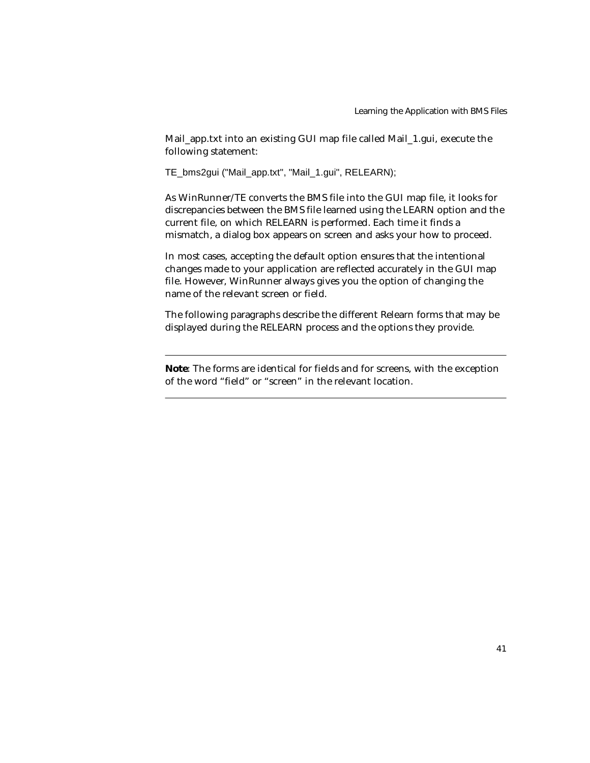Mail_app.txt into an existing GUI map file called Mail_1.gui, execute the following statement:

```
TE_bms2gui ("Mail_app.txt", "Mail_1.gui", RELEARN);
```

As WinRunner/TE converts the BMS file into the GUI map file, it looks for discrepancies between the BMS file learned using the LEARN option and the current file, on which RELEARN is performed. Each time it finds a mismatch, a dialog box appears on screen and asks your how to proceed.

In most cases, accepting the default option ensures that the intentional changes made to your application are reflected accurately in the GUI map file. However, WinRunner always gives you the option of changing the name of the relevant screen or field.

The following paragraphs describe the different Relearn forms that may be displayed during the RELEARN process and the options they provide.

---

**Note**: The forms are identical for fields and for screens, with the exception of the word “field” or “screen” in the relevant location.

---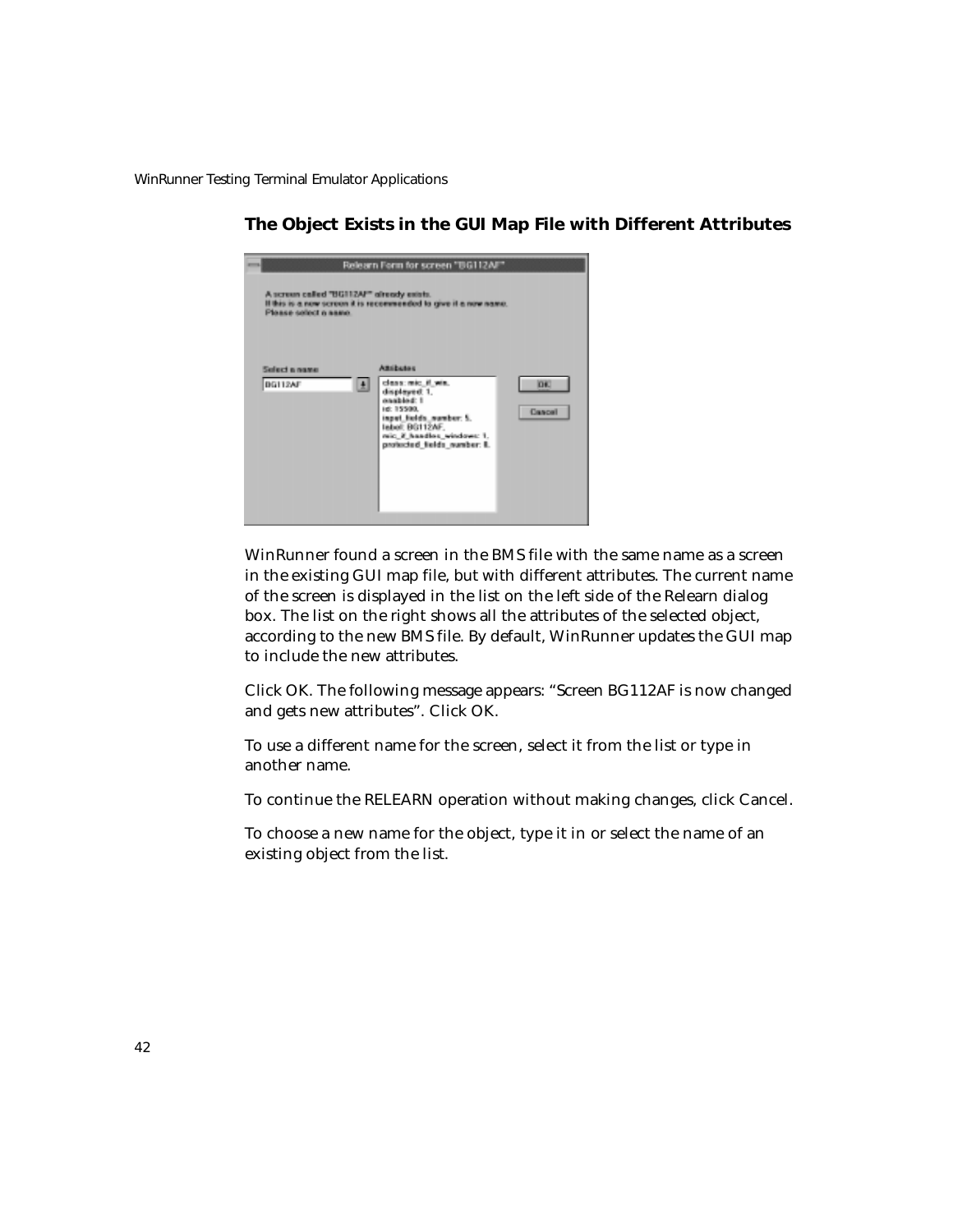### The Object Exists in the GUI Map File with Different Attributes

WinRunner found a screen in the BMS file with the same name as a screen in the existing GUI map file, but with different attributes. The current name of the screen is displayed in the list on the left side of the Relearn dialog box. The list on the right shows all the attributes of the selected object, according to the new BMS file. By default, WinRunner updates the GUI map to include the new attributes.

Click OK. The following message appears: "Screen BG112AF is now changed and gets new attributes". Click OK.

To use a different name for the screen, select it from the list or type in another name.

To continue the RELEARN operation without making changes, click Cancel.

To choose a new name for the object, type it in or select the name of an existing object from the list.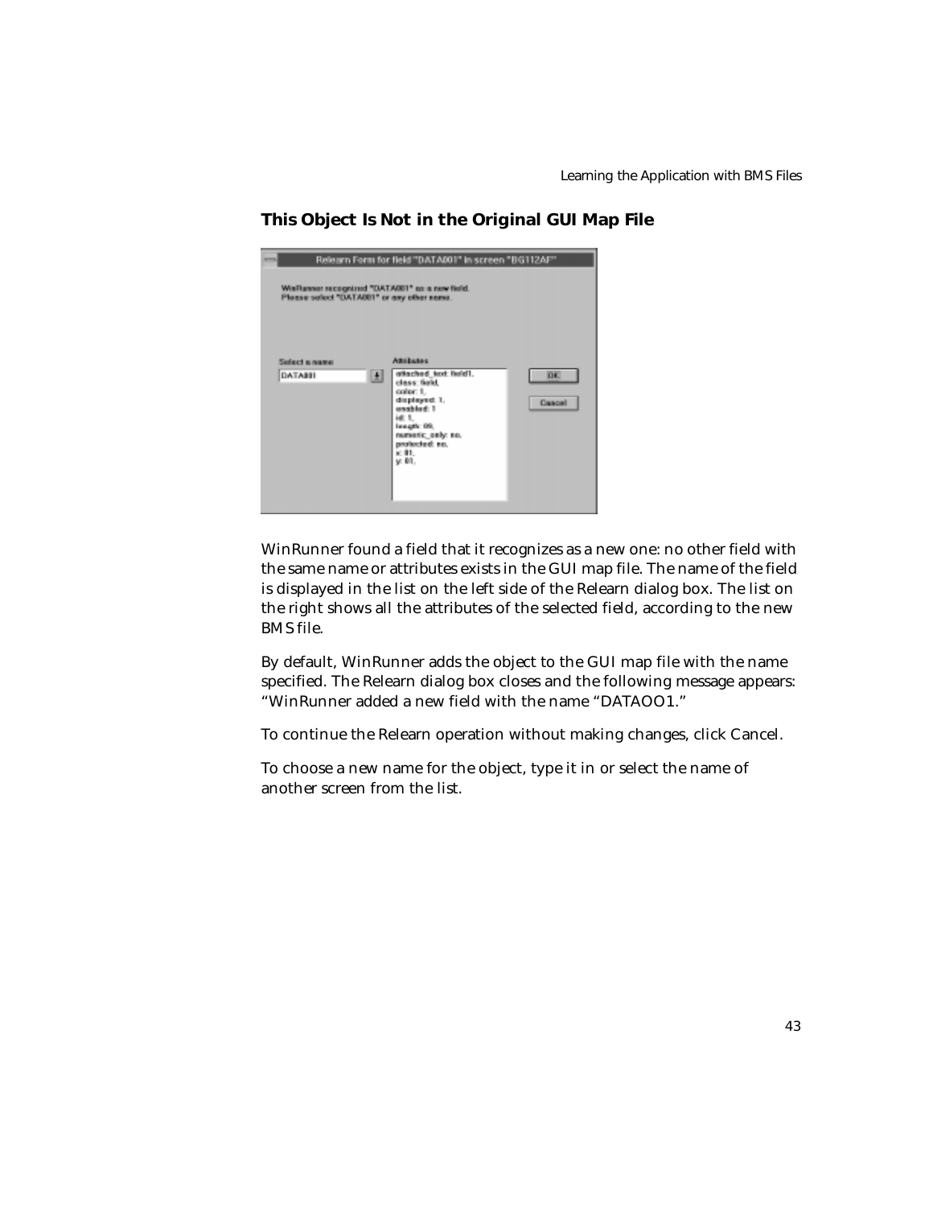## This Object Is Not in the Original GUI Map File

WinRunner found a field that it recognizes as a new one: no other field with the same name or attributes exists in the GUI map file. The name of the field is displayed in the list on the left side of the Relearn dialog box. The list on the right shows all the attributes of the selected field, according to the new BMS file.

By default, WinRunner adds the object to the GUI map file with the name specified. The Relearn dialog box closes and the following message appears: "WinRunner added a new field with the name "DATAOO1."

To continue the Relearn operation without making changes, click Cancel.

To choose a new name for the object, type it in or select the name of another screen from the list.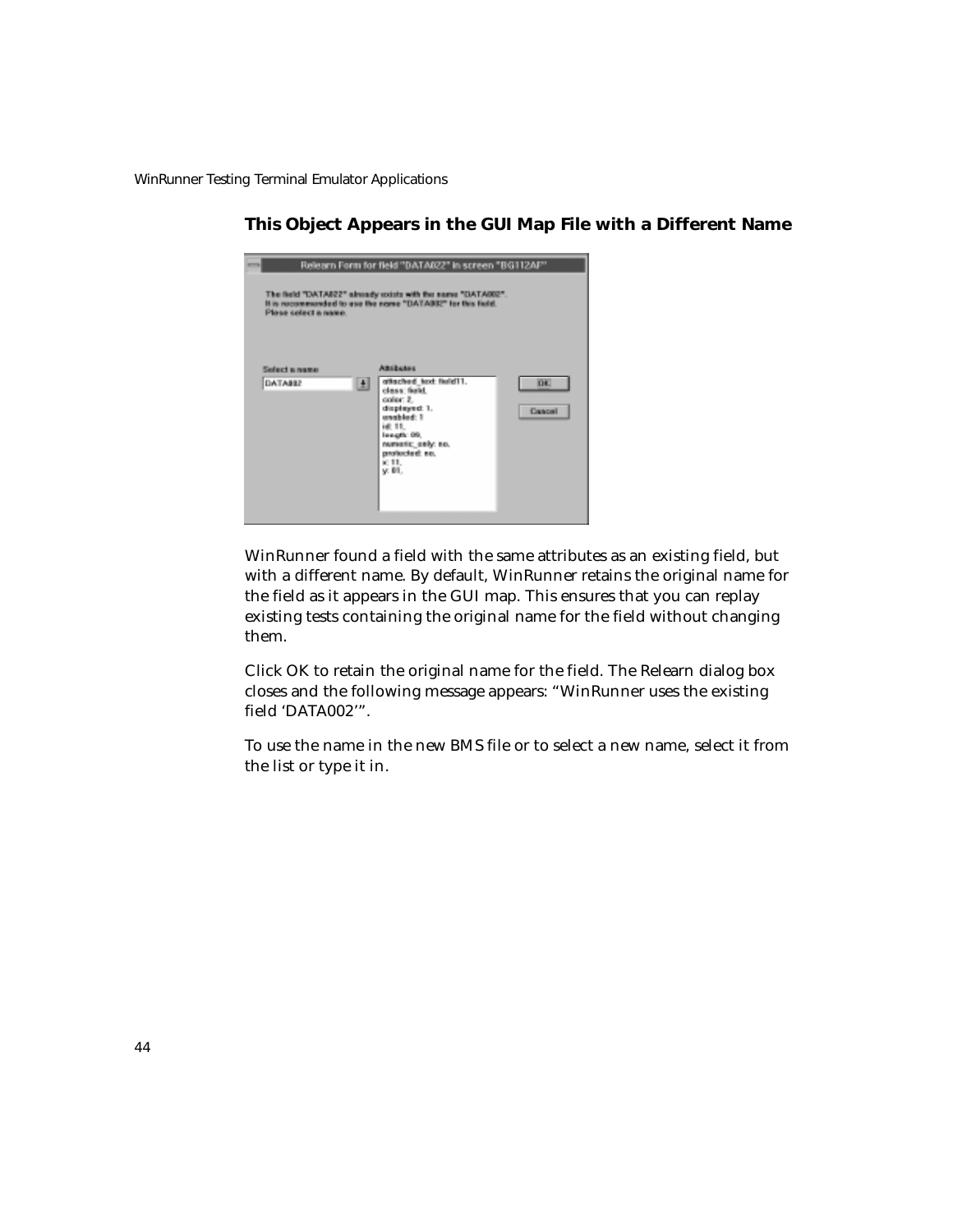### This Object Appears in the GUI Map File with a Different Name

WinRunner found a field with the same attributes as an existing field, but with a different name. By default, WinRunner retains the original name for the field as it appears in the GUI map. This ensures that you can replay existing tests containing the original name for the field without changing them.

Click OK to retain the original name for the field. The Relearn dialog box closes and the following message appears: "WinRunner uses the existing field 'DATA002'".

To use the name in the new BMS file or to select a new name, select it from the list or type it in.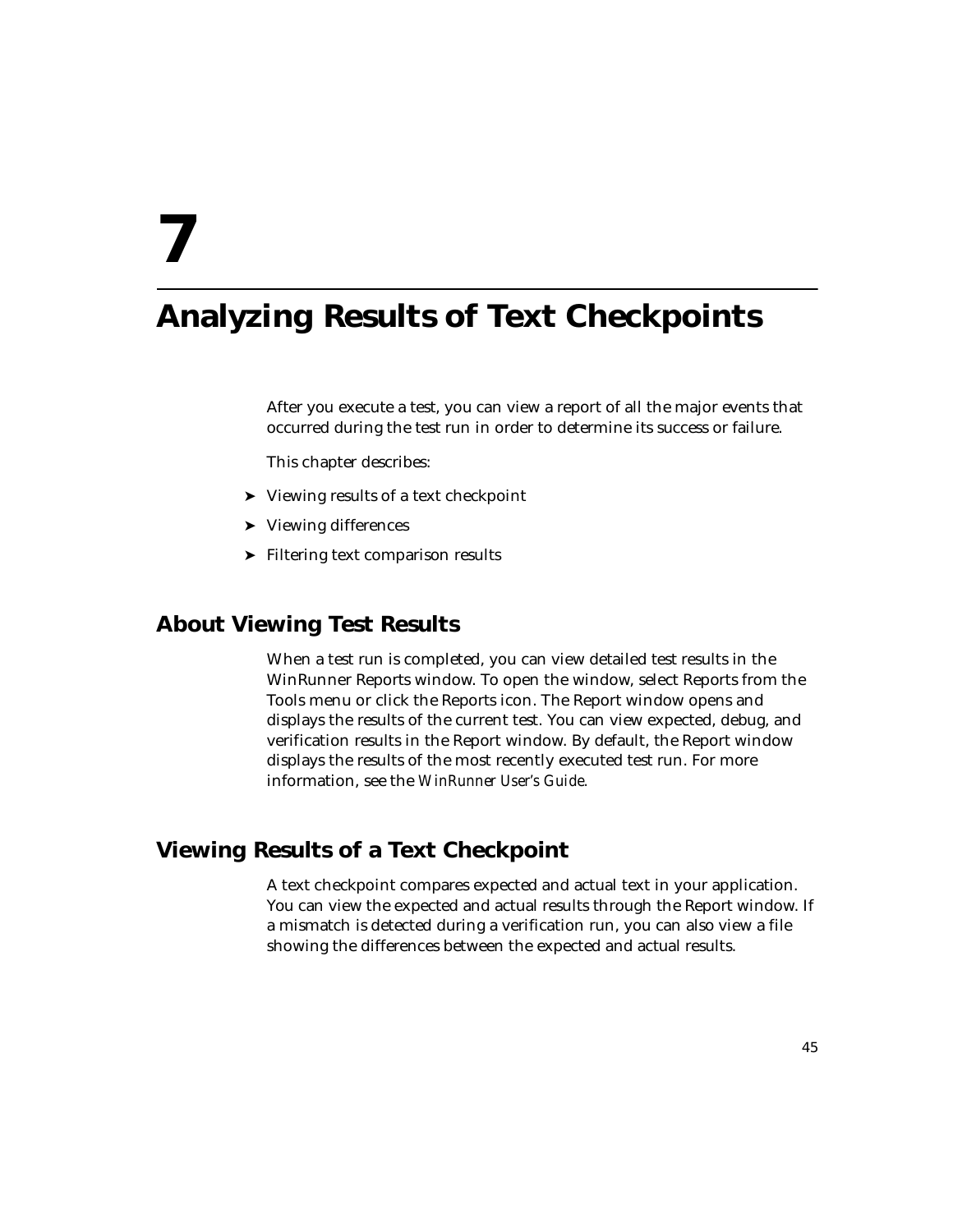# 7

# Analyzing Results of Text Checkpoints

After you execute a test, you can view a report of all the major events that occurred during the test run in order to determine its success or failure.

This chapter describes:

- ➤ Viewing results of a text checkpoint
- ➤ Viewing differences
- ➤ Filtering text comparison results

## About Viewing Test Results

When a test run is completed, you can view detailed test results in the WinRunner Reports window. To open the window, select Reports from the Tools menu or click the Reports icon. The Report window opens and displays the results of the current test. You can view expected, debug, and verification results in the Report window. By default, the Report window displays the results of the most recently executed test run. For more information, see the *WinRunner User's Guide*.

## Viewing Results of a Text Checkpoint

A text checkpoint compares expected and actual text in your application. You can view the expected and actual results through the Report window. If a mismatch is detected during a verification run, you can also view a file showing the differences between the expected and actual results.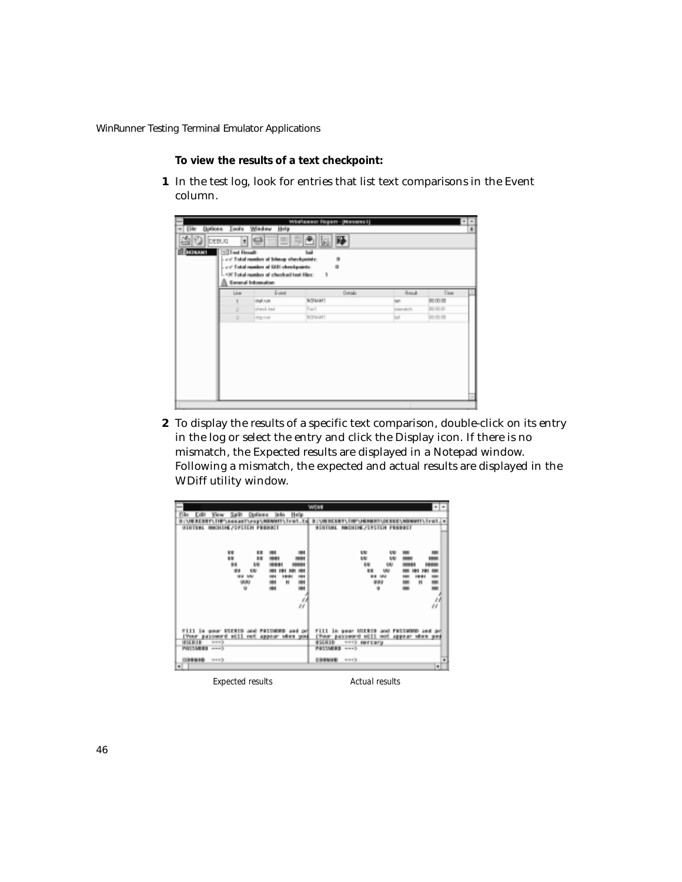**To view the results of a text checkpoint:**

**1** In the test log, look for entries that list text comparisons in the Event column.

**2** To display the results of a specific text comparison, double-click on its entry in the log or select the entry and click the Display icon. If there is no mismatch, the Expected results are displayed in a Notepad window. Following a mismatch, the expected and actual results are displayed in the WDiff utility window.

*Expected results* *Actual results*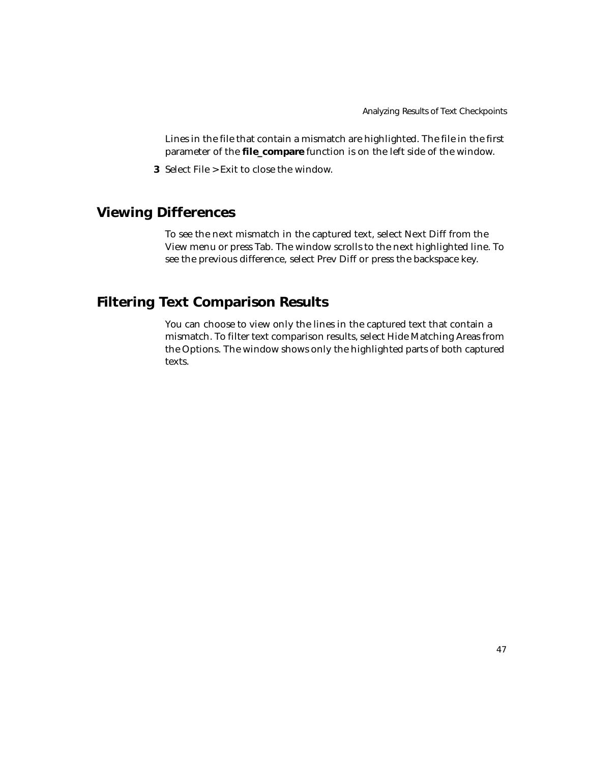Lines in the file that contain a mismatch are highlighted. The file in the first parameter of the **file_compare** function is on the left side of the window.

**3** Select File > Exit to close the window.

## Viewing Differences

To see the next mismatch in the captured text, select Next Diff from the View menu or press Tab. The window scrolls to the next highlighted line. To see the previous difference, select Prev Diff or press the backspace key.

## Filtering Text Comparison Results

You can choose to view only the lines in the captured text that contain a mismatch. To filter text comparison results, select Hide Matching Areas from the Options. The window shows only the highlighted parts of both captured texts.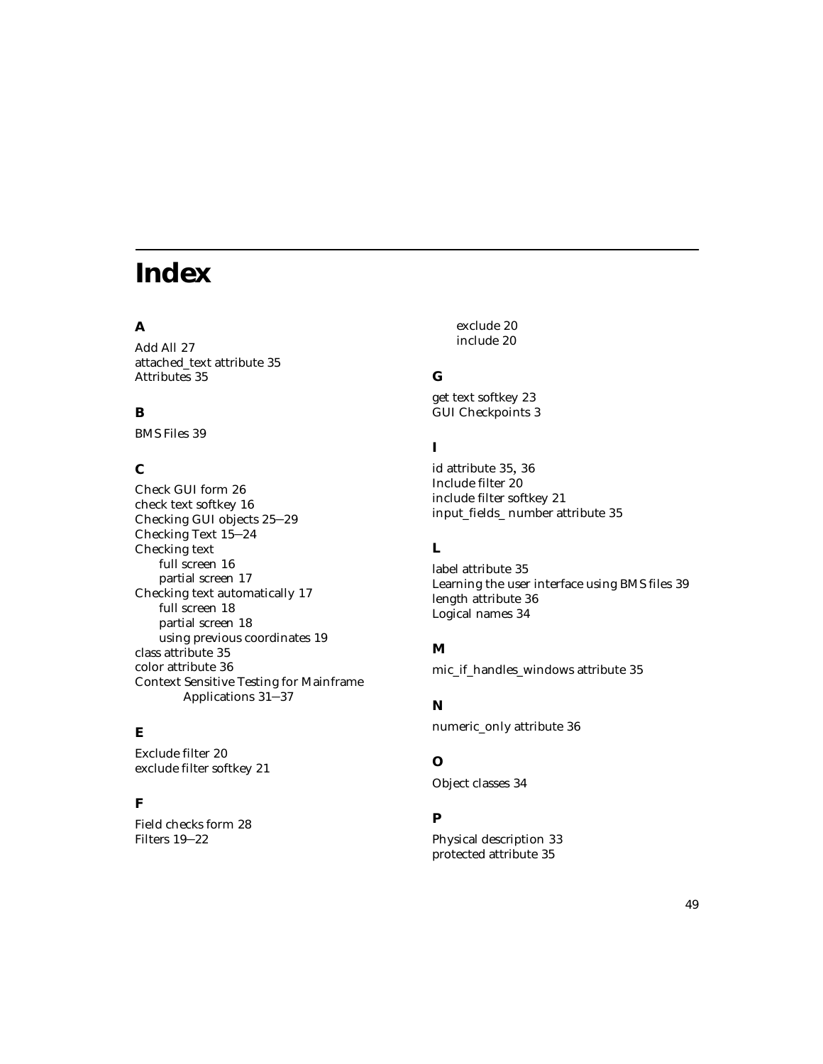# Index

## A

Add All 27
attached_text attribute 35
Attributes 35

## B

BMS Files 39

## C

Check GUI form 26
check text softkey 16
Checking GUI objects 25–29
Checking Text 15–24
Checking text
- full screen 16
- partial screen 17

Checking text automatically 17
- full screen 18
- partial screen 18
- using previous coordinates 19

class attribute 35
color attribute 36
Context Sensitive Testing for Mainframe Applications 31–37

## E

Exclude filter 20
exclude filter softkey 21

## F

Field checks form 28
Filters 19–22
- exclude 20
- include 20

## G

get text softkey 23
GUI Checkpoints 3

## I

id attribute 35, 36
Include filter 20
include filter softkey 21
input_fields_ number attribute 35

## L

label attribute 35
Learning the user interface using BMS files 39
length attribute 36
Logical names 34

## M

mic_if_handles_windows attribute 35

## N

numeric_only attribute 36

## O

Object classes 34

## P

Physical description 33
protected attribute 35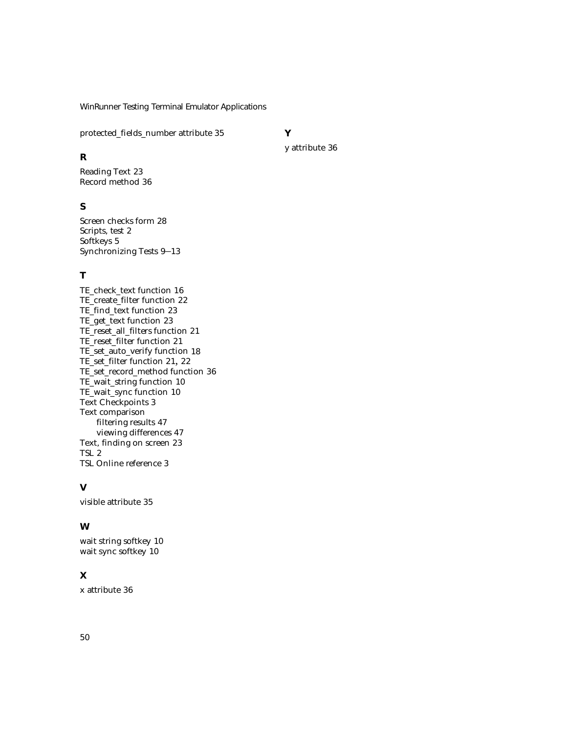protected_fields_number attribute 35

**R**

Reading Text 23
Record method 36

**S**

Screen checks form 28
Scripts, test 2
Softkeys 5
Synchronizing Tests 9–13

**T**

TE_check_text function 16
TE_create_filter function 22
TE_find_text function 23
TE_get_text function 23
TE_reset_all_filters function 21
TE_reset_filter function 21
TE_set_auto_verify function 18
TE_set_filter function 21, 22
TE_set_record_method function 36
TE_wait_string function 10
TE_wait_sync function 10
Text Checkpoints 3
Text comparison
- filtering results 47
- viewing differences 47

Text, finding on screen 23
TSL 2
TSL Online reference 3

**V**

visible attribute 35

**W**

wait string softkey 10
wait sync softkey 10

**X**

x attribute 36

**Y**

y attribute 36